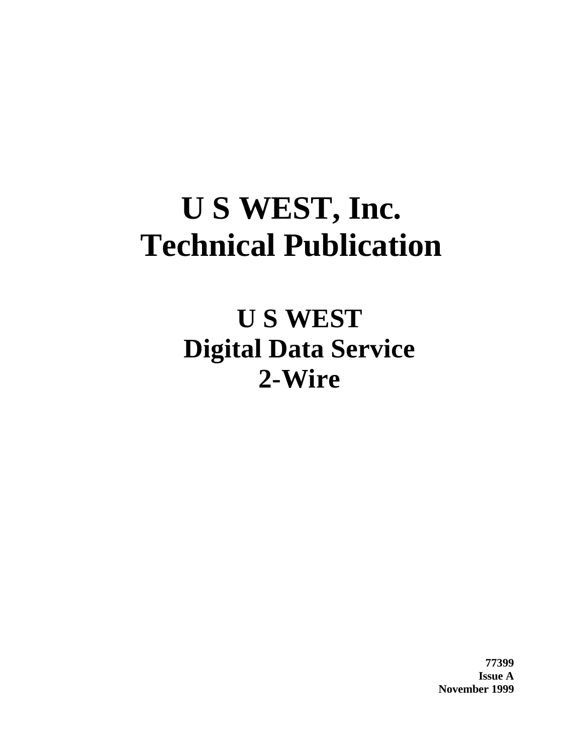# U S WEST, Inc.
# Technical Publication

## U S WEST
## Digital Data Service
## 2-Wire

**77399**
**Issue A**
**November 1999**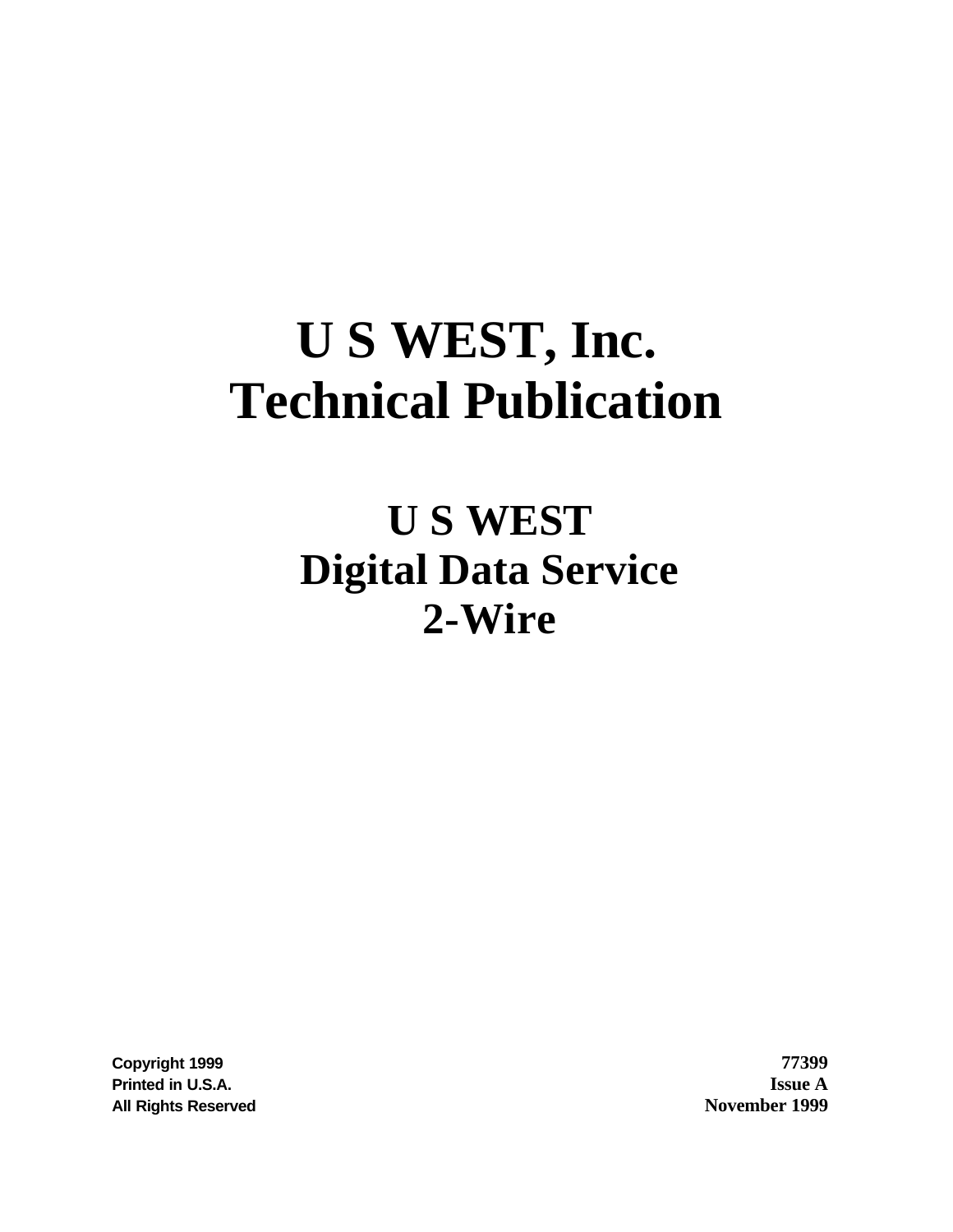# U S WEST, Inc.
# Technical Publication

## U S WEST
## Digital Data Service
## 2-Wire

**Copyright 1999**
**Printed in U.S.A.**
**All Rights Reserved**

**77399**
**Issue A**
**November 1999**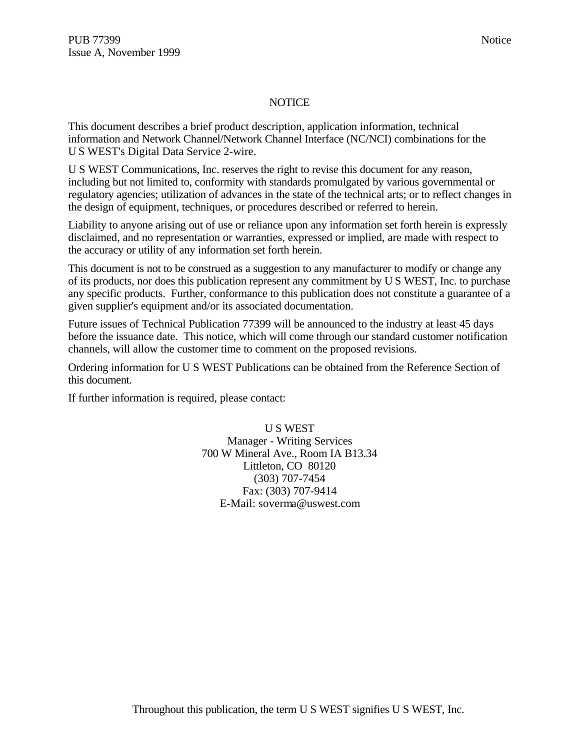# NOTICE

This document describes a brief product description, application information, technical information and Network Channel/Network Channel Interface (NC/NCI) combinations for the U S WEST's Digital Data Service 2-wire.

U S WEST Communications, Inc. reserves the right to revise this document for any reason, including but not limited to, conformity with standards promulgated by various governmental or regulatory agencies; utilization of advances in the state of the technical arts; or to reflect changes in the design of equipment, techniques, or procedures described or referred to herein.

Liability to anyone arising out of use or reliance upon any information set forth herein is expressly disclaimed, and no representation or warranties, expressed or implied, are made with respect to the accuracy or utility of any information set forth herein.

This document is not to be construed as a suggestion to any manufacturer to modify or change any of its products, nor does this publication represent any commitment by U S WEST, Inc. to purchase any specific products. Further, conformance to this publication does not constitute a guarantee of a given supplier's equipment and/or its associated documentation.

Future issues of Technical Publication 77399 will be announced to the industry at least 45 days before the issuance date. This notice, which will come through our standard customer notification channels, will allow the customer time to comment on the proposed revisions.

Ordering information for U S WEST Publications can be obtained from the Reference Section of this document.

If further information is required, please contact:

U S WEST
Manager - Writing Services
700 W Mineral Ave., Room IA B13.34
Littleton, CO 80120
(303) 707-7454
Fax: (303) 707-9414
E-Mail: soverma@uswest.com

Throughout this publication, the term U S WEST signifies U S WEST, Inc.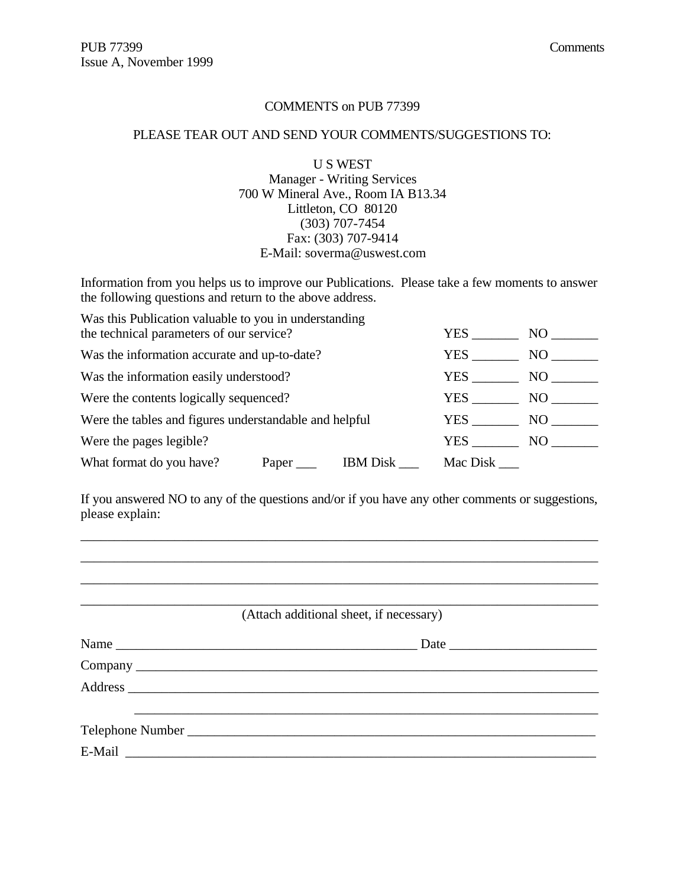# COMMENTS on PUB 77399

PLEASE TEAR OUT AND SEND YOUR COMMENTS/SUGGESTIONS TO:

U S WEST
Manager - Writing Services
700 W Mineral Ave., Room IA B13.34
Littleton, CO 80120
(303) 707-7454
Fax: (303) 707-9414
E-Mail: soverma@uswest.com

Information from you helps us to improve our Publications. Please take a few moments to answer the following questions and return to the above address.

| | | |
|---|---|---|
| Was this Publication valuable to you in understanding the technical parameters of our service? | YES _______ | NO _______ |
| Was the information accurate and up-to-date? | YES _______ | NO _______ |
| Was the information easily understood? | YES _______ | NO _______ |
| Were the contents logically sequenced? | YES _______ | NO _______ |
| Were the tables and figures understandable and helpful | YES _______ | NO _______ |
| Were the pages legible? | YES _______ | NO _______ |

What format do you have? Paper ___ IBM Disk ___ Mac Disk ___

If you answered NO to any of the questions and/or if you have any other comments or suggestions, please explain:

_______________________________________________________________________________

_______________________________________________________________________________

_______________________________________________________________________________

_______________________________________________________________________________

(Attach additional sheet, if necessary)

Name _______________________________________________ Date ______________________

Company _____________________________________________________________________

Address _____________________________________________________________________

_____________________________________________________________________

Telephone Number ______________________________________________________________

E-Mail _______________________________________________________________________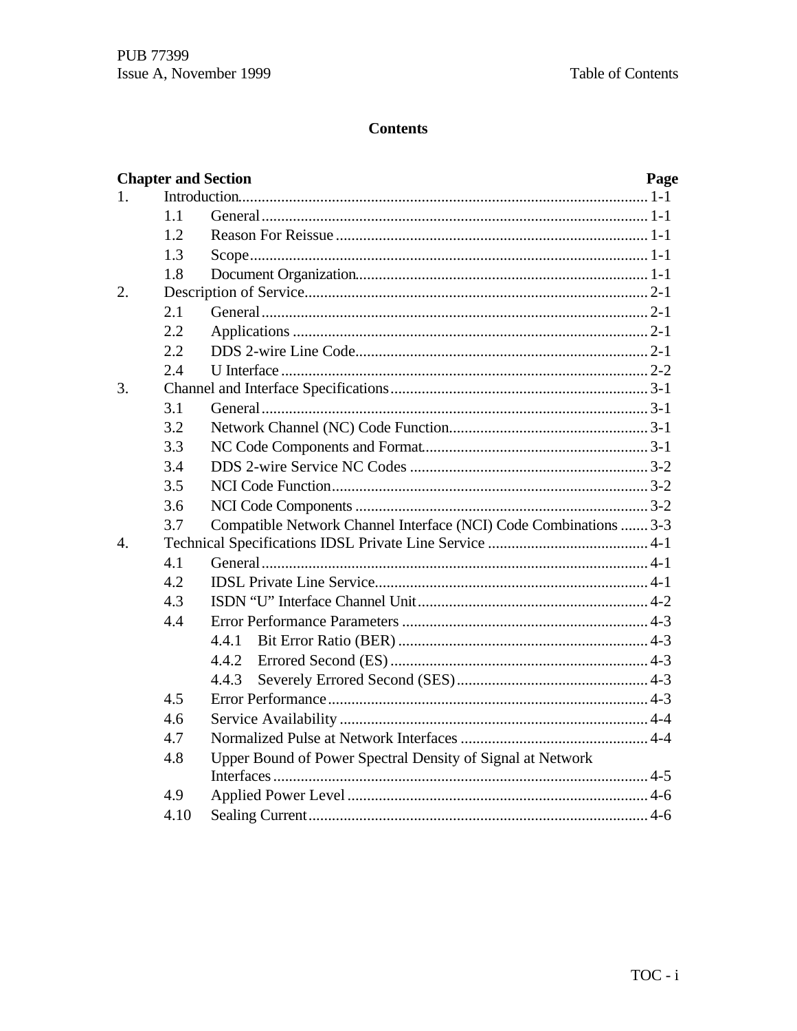# Contents

| Chapter and Section | | | Page |
|---|---|---|---|
| 1. | Introduction | | 1-1 |
| | 1.1 | General | 1-1 |
| | 1.2 | Reason For Reissue | 1-1 |
| | 1.3 | Scope | 1-1 |
| | 1.8 | Document Organization | 1-1 |
| 2. | Description of Service | | 2-1 |
| | 2.1 | General | 2-1 |
| | 2.2 | Applications | 2-1 |
| | 2.2 | DDS 2-wire Line Code | 2-1 |
| | 2.4 | U Interface | 2-2 |
| 3. | Channel and Interface Specifications | | 3-1 |
| | 3.1 | General | 3-1 |
| | 3.2 | Network Channel (NC) Code Function | 3-1 |
| | 3.3 | NC Code Components and Format | 3-1 |
| | 3.4 | DDS 2-wire Service NC Codes | 3-2 |
| | 3.5 | NCI Code Function | 3-2 |
| | 3.6 | NCI Code Components | 3-2 |
| | 3.7 | Compatible Network Channel Interface (NCI) Code Combinations | 3-3 |
| 4. | Technical Specifications IDSL Private Line Service | | 4-1 |
| | 4.1 | General | 4-1 |
| | 4.2 | IDSL Private Line Service | 4-1 |
| | 4.3 | ISDN “U” Interface Channel Unit | 4-2 |
| | 4.4 | Error Performance Parameters | 4-3 |
| | | 4.4.1 Bit Error Ratio (BER) | 4-3 |
| | | 4.4.2 Errored Second (ES) | 4-3 |
| | | 4.4.3 Severely Errored Second (SES) | 4-3 |
| | 4.5 | Error Performance | 4-3 |
| | 4.6 | Service Availability | 4-4 |
| | 4.7 | Normalized Pulse at Network Interfaces | 4-4 |
| | 4.8 | Upper Bound of Power Spectral Density of Signal at Network Interfaces | 4-5 |
| | 4.9 | Applied Power Level | 4-6 |
| | 4.10 | Sealing Current | 4-6 |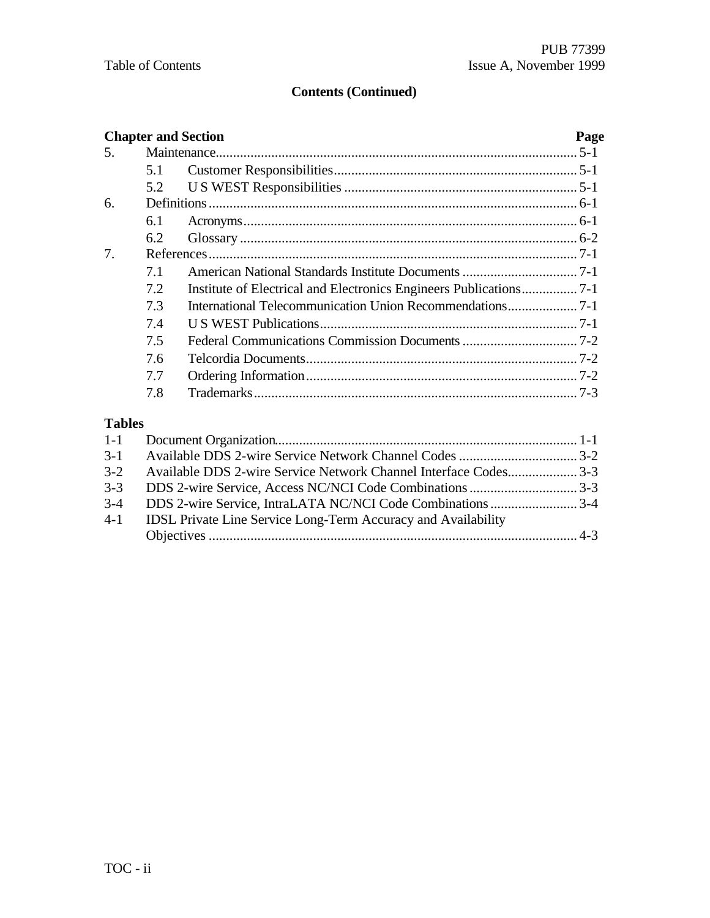## Contents (Continued)

| Chapter and Section | | Page |
|---|---|---|
| 5. | Maintenance | 5-1 |
| | 5.1 Customer Responsibilities | 5-1 |
| | 5.2 U S WEST Responsibilities | 5-1 |
| 6. | Definitions | 6-1 |
| | 6.1 Acronyms | 6-1 |
| | 6.2 Glossary | 6-2 |
| 7. | References | 7-1 |
| | 7.1 American National Standards Institute Documents | 7-1 |
| | 7.2 Institute of Electrical and Electronics Engineers Publications | 7-1 |
| | 7.3 International Telecommunication Union Recommendations | 7-1 |
| | 7.4 U S WEST Publications | 7-1 |
| | 7.5 Federal Communications Commission Documents | 7-2 |
| | 7.6 Telcordia Documents | 7-2 |
| | 7.7 Ordering Information | 7-2 |
| | 7.8 Trademarks | 7-3 |

**Tables**

| | | |
|---|---|---|
| 1-1 | Document Organization | 1-1 |
| 3-1 | Available DDS 2-wire Service Network Channel Codes | 3-2 |
| 3-2 | Available DDS 2-wire Service Network Channel Interface Codes | 3-3 |
| 3-3 | DDS 2-wire Service, Access NC/NCI Code Combinations | 3-3 |
| 3-4 | DDS 2-wire Service, IntraLATA NC/NCI Code Combinations | 3-4 |
| 4-1 | IDSL Private Line Service Long-Term Accuracy and Availability Objectives | 4-3 |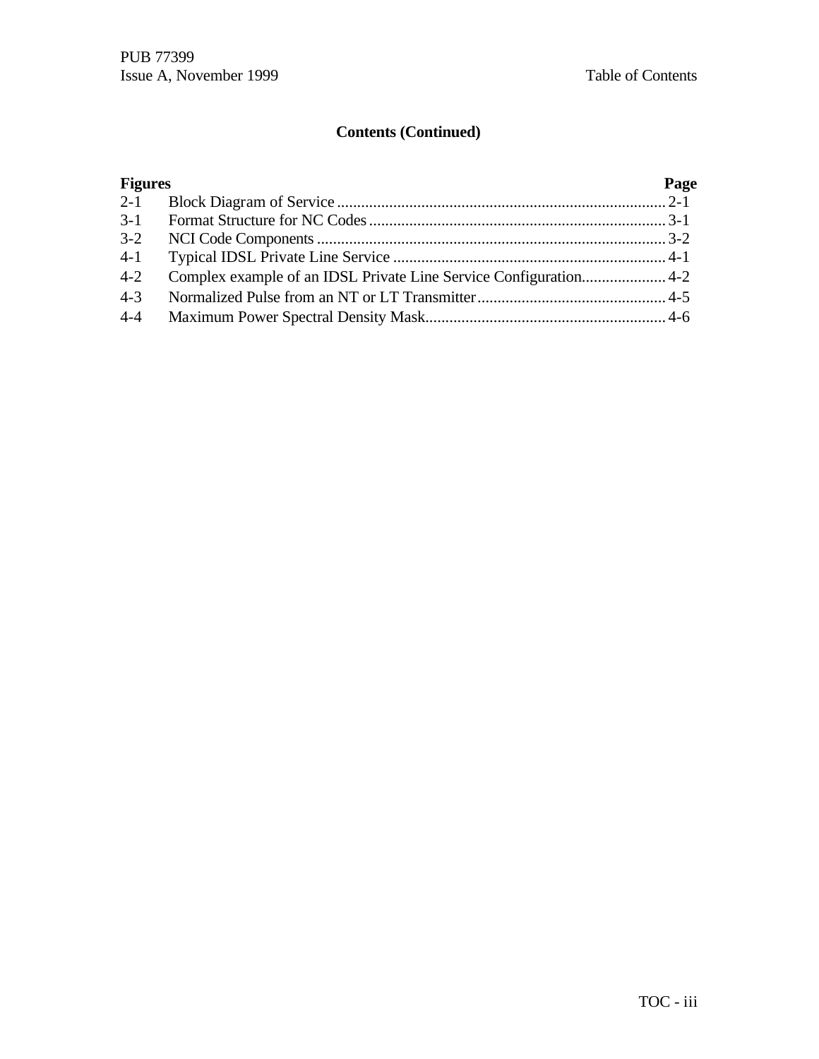## Contents (Continued)

| Figures | | Page |
|---|---|---|
| 2-1 | Block Diagram of Service | 2-1 |
| 3-1 | Format Structure for NC Codes | 3-1 |
| 3-2 | NCI Code Components | 3-2 |
| 4-1 | Typical IDSL Private Line Service | 4-1 |
| 4-2 | Complex example of an IDSL Private Line Service Configuration | 4-2 |
| 4-3 | Normalized Pulse from an NT or LT Transmitter | 4-5 |
| 4-4 | Maximum Power Spectral Density Mask | 4-6 |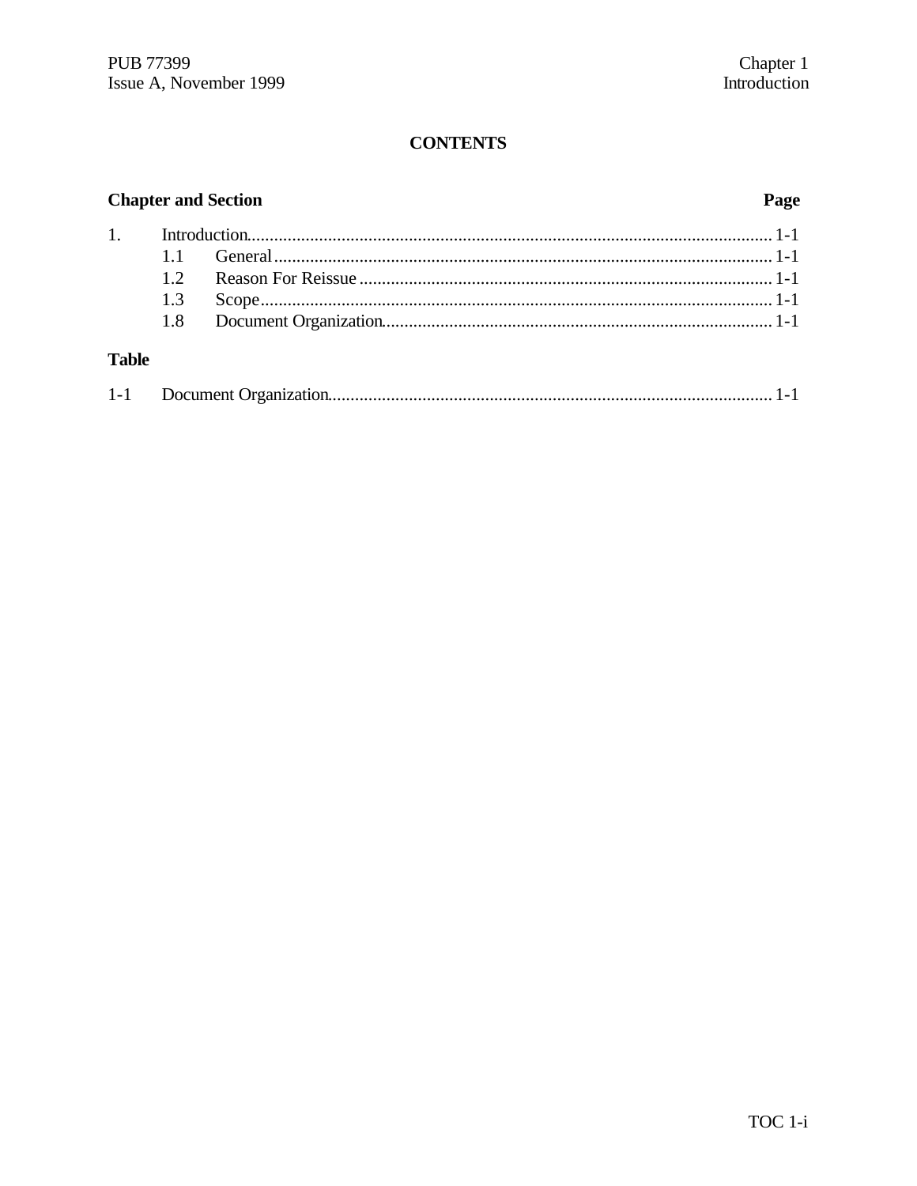## CONTENTS

**Chapter and Section** **Page**

1. Introduction.................................................................................................................... 1-1
   - 1.1 General ............................................................................................................... 1-1
   - 1.2 Reason For Reissue ............................................................................................ 1-1
   - 1.3 Scope .................................................................................................................. 1-1
   - 1.8 Document Organization ...................................................................................... 1-1

**Table**

1-1 Document Organization.................................................................................................. 1-1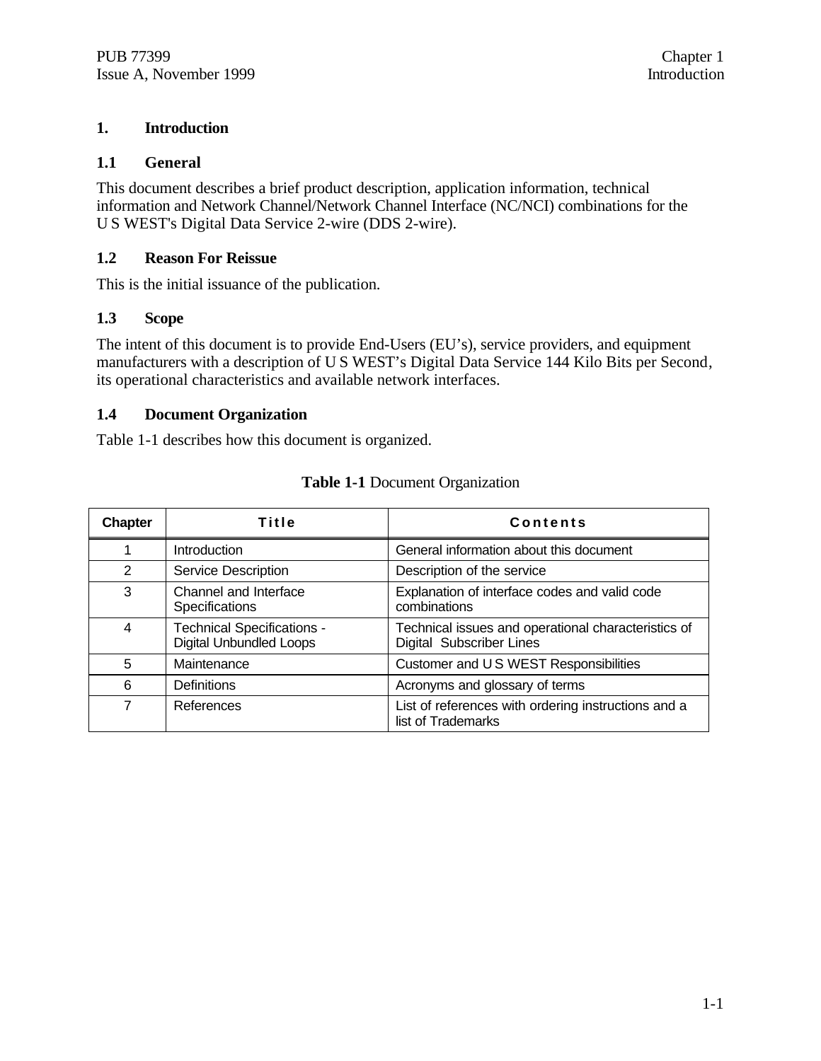# 1. Introduction

## 1.1 General

This document describes a brief product description, application information, technical information and Network Channel/Network Channel Interface (NC/NCI) combinations for the U S WEST's Digital Data Service 2-wire (DDS 2-wire).

## 1.2 Reason For Reissue

This is the initial issuance of the publication.

## 1.3 Scope

The intent of this document is to provide End-Users (EU's), service providers, and equipment manufacturers with a description of U S WEST's Digital Data Service 144 Kilo Bits per Second, its operational characteristics and available network interfaces.

## 1.4 Document Organization

Table 1-1 describes how this document is organized.

**Table 1-1** Document Organization

| Chapter | Title | Contents |
|---|---|---|
| 1 | Introduction | General information about this document |
| 2 | Service Description | Description of the service |
| 3 | Channel and Interface Specifications | Explanation of interface codes and valid code combinations |
| 4 | Technical Specifications - Digital Unbundled Loops | Technical issues and operational characteristics of Digital Subscriber Lines |
| 5 | Maintenance | Customer and U S WEST Responsibilities |
| 6 | Definitions | Acronyms and glossary of terms |
| 7 | References | List of references with ordering instructions and a list of Trademarks |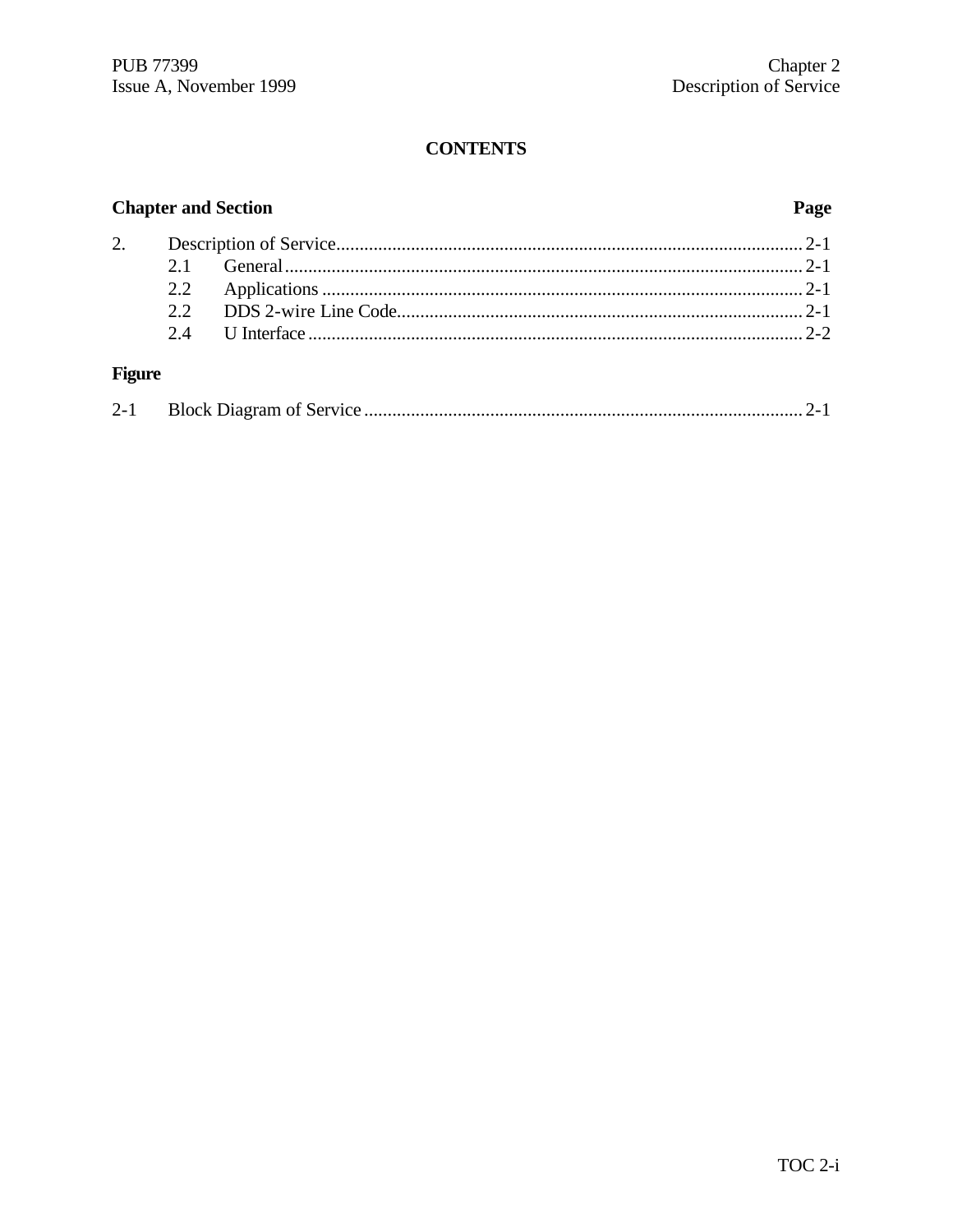# CONTENTS

| Chapter and Section | | Page |
|---|---|---|
| 2. | Description of Service | 2-1 |
| 2.1 | General | 2-1 |
| 2.2 | Applications | 2-1 |
| 2.2 | DDS 2-wire Line Code | 2-1 |
| 2.4 | U Interface | 2-2 |

**Figure**

| | | |
|---|---|---|
| 2-1 | Block Diagram of Service | 2-1 |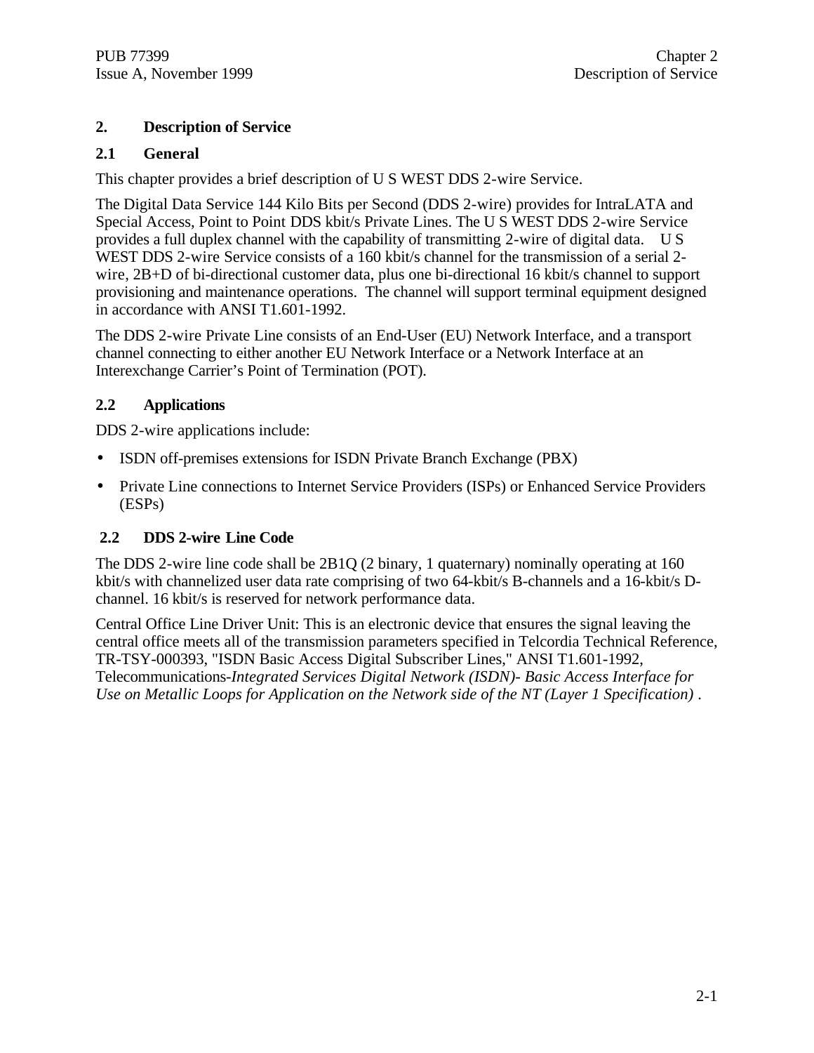# 2. Description of Service

## 2.1 General

This chapter provides a brief description of U S WEST DDS 2-wire Service.

The Digital Data Service 144 Kilo Bits per Second (DDS 2-wire) provides for IntraLATA and Special Access, Point to Point DDS kbit/s Private Lines. The U S WEST DDS 2-wire Service provides a full duplex channel with the capability of transmitting 2-wire of digital data. U S WEST DDS 2-wire Service consists of a 160 kbit/s channel for the transmission of a serial 2-wire, 2B+D of bi-directional customer data, plus one bi-directional 16 kbit/s channel to support provisioning and maintenance operations. The channel will support terminal equipment designed in accordance with ANSI T1.601-1992.

The DDS 2-wire Private Line consists of an End-User (EU) Network Interface, and a transport channel connecting to either another EU Network Interface or a Network Interface at an Interexchange Carrier's Point of Termination (POT).

## 2.2 Applications

DDS 2-wire applications include:

- ISDN off-premises extensions for ISDN Private Branch Exchange (PBX)
- Private Line connections to Internet Service Providers (ISPs) or Enhanced Service Providers (ESPs)

## 2.2 DDS 2-wire Line Code

The DDS 2-wire line code shall be 2B1Q (2 binary, 1 quaternary) nominally operating at 160 kbit/s with channelized user data rate comprising of two 64-kbit/s B-channels and a 16-kbit/s D-channel. 16 kbit/s is reserved for network performance data.

Central Office Line Driver Unit: This is an electronic device that ensures the signal leaving the central office meets all of the transmission parameters specified in Telcordia Technical Reference, TR-TSY-000393, "ISDN Basic Access Digital Subscriber Lines," ANSI T1.601-1992, Telecommunications-*Integrated Services Digital Network (ISDN)- Basic Access Interface for Use on Metallic Loops for Application on the Network side of the NT (Layer 1 Specification)* .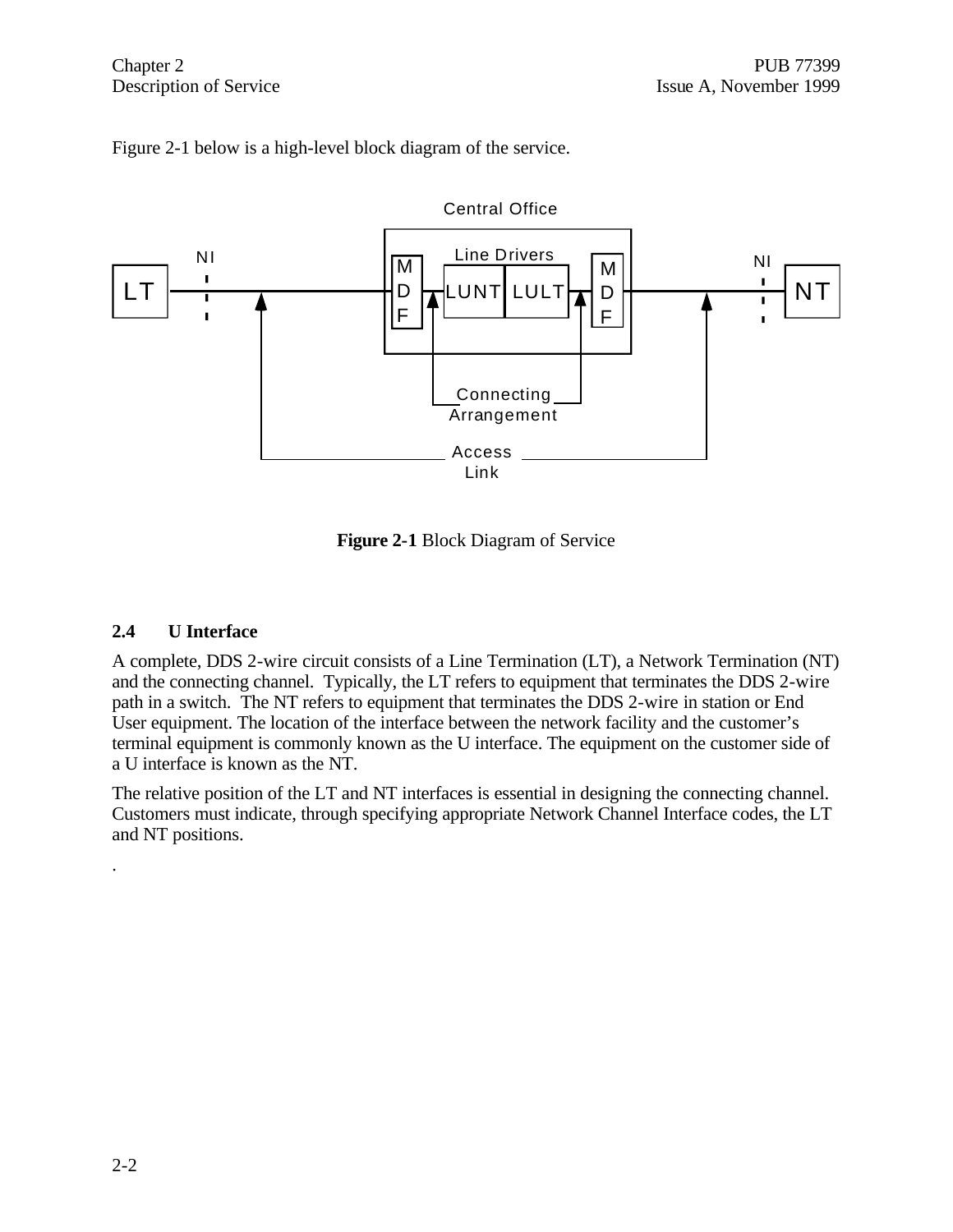Figure 2-1 below is a high-level block diagram of the service.

**Figure 2-1** Block Diagram of Service

## 2.4 U Interface

A complete, DDS 2-wire circuit consists of a Line Termination (LT), a Network Termination (NT) and the connecting channel. Typically, the LT refers to equipment that terminates the DDS 2-wire path in a switch. The NT refers to equipment that terminates the DDS 2-wire in station or End User equipment. The location of the interface between the network facility and the customer's terminal equipment is commonly known as the U interface. The equipment on the customer side of a U interface is known as the NT.

The relative position of the LT and NT interfaces is essential in designing the connecting channel. Customers must indicate, through specifying appropriate Network Channel Interface codes, the LT and NT positions.

.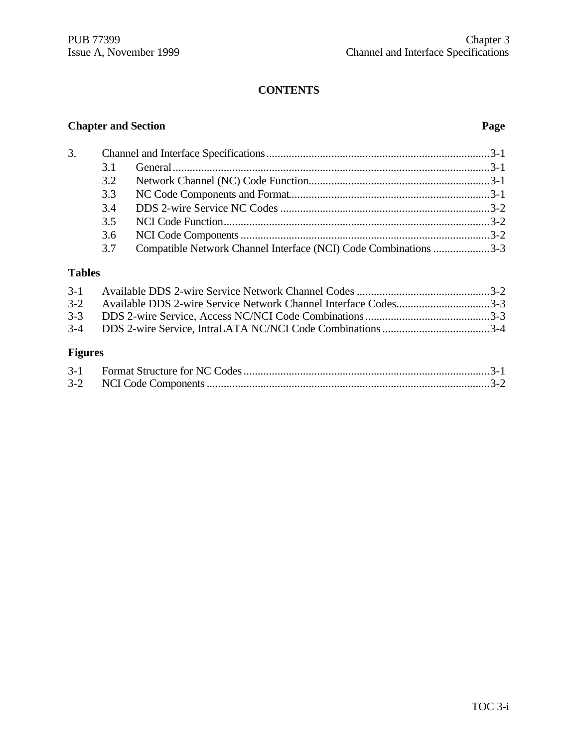**CONTENTS**

| Chapter and Section | | Page |
|---|---|---|
| 3. | Channel and Interface Specifications | 3-1 |
| 3.1 | General | 3-1 |
| 3.2 | Network Channel (NC) Code Function | 3-1 |
| 3.3 | NC Code Components and Format | 3-1 |
| 3.4 | DDS 2-wire Service NC Codes | 3-2 |
| 3.5 | NCI Code Function | 3-2 |
| 3.6 | NCI Code Components | 3-2 |
| 3.7 | Compatible Network Channel Interface (NCI) Code Combinations | 3-3 |

**Tables**

| | | |
|---|---|---|
| 3-1 | Available DDS 2-wire Service Network Channel Codes | 3-2 |
| 3-2 | Available DDS 2-wire Service Network Channel Interface Codes | 3-3 |
| 3-3 | DDS 2-wire Service, Access NC/NCI Code Combinations | 3-3 |
| 3-4 | DDS 2-wire Service, IntraLATA NC/NCI Code Combinations | 3-4 |

**Figures**

| | | |
|---|---|---|
| 3-1 | Format Structure for NC Codes | 3-1 |
| 3-2 | NCI Code Components | 3-2 |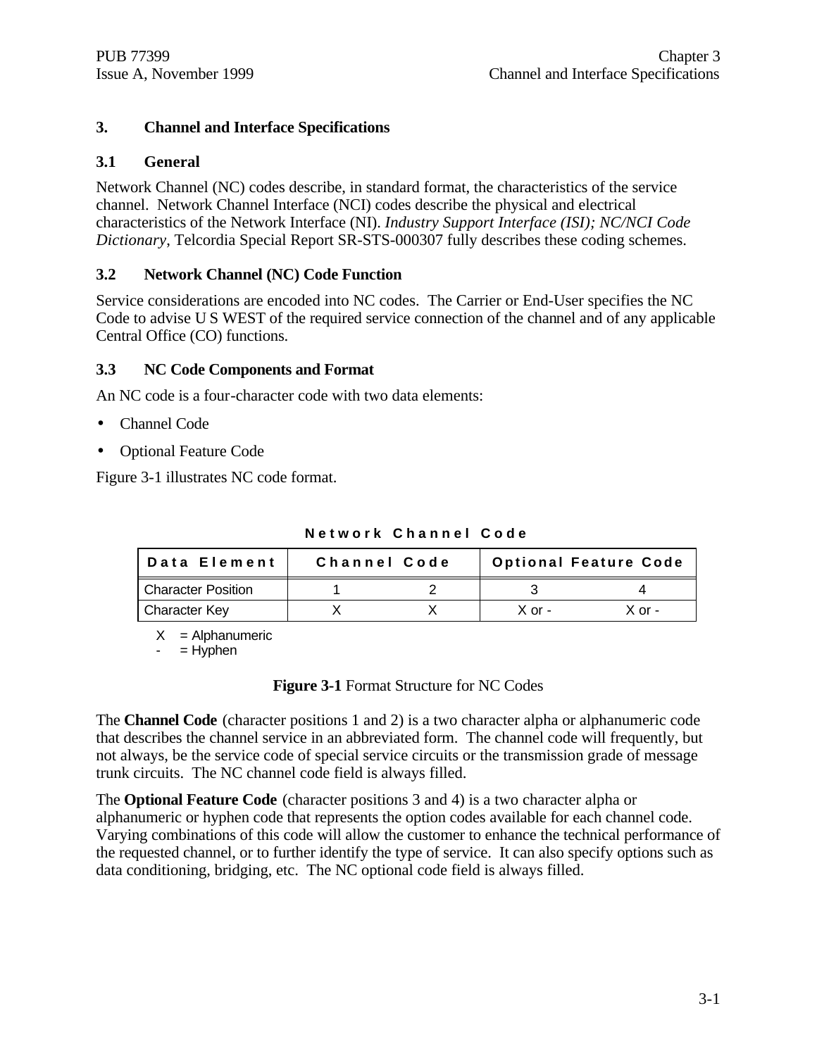# 3. Channel and Interface Specifications

## 3.1 General

Network Channel (NC) codes describe, in standard format, the characteristics of the service channel. Network Channel Interface (NCI) codes describe the physical and electrical characteristics of the Network Interface (NI). *Industry Support Interface (ISI); NC/NCI Code Dictionary*, Telcordia Special Report SR-STS-000307 fully describes these coding schemes.

## 3.2 Network Channel (NC) Code Function

Service considerations are encoded into NC codes. The Carrier or End-User specifies the NC Code to advise U S WEST of the required service connection of the channel and of any applicable Central Office (CO) functions.

## 3.3 NC Code Components and Format

An NC code is a four-character code with two data elements:

- Channel Code
- Optional Feature Code

Figure 3-1 illustrates NC code format.

**Network Channel Code**

| Data Element | Channel Code | | Optional Feature Code | |
|---|---|---|---|---|
| Character Position | 1 | 2 | 3 | 4 |
| Character Key | X | X | X or - | X or - |

X = Alphanumeric
- = Hyphen

**Figure 3-1** Format Structure for NC Codes

The **Channel Code** (character positions 1 and 2) is a two character alpha or alphanumeric code that describes the channel service in an abbreviated form. The channel code will frequently, but not always, be the service code of special service circuits or the transmission grade of message trunk circuits. The NC channel code field is always filled.

The **Optional Feature Code** (character positions 3 and 4) is a two character alpha or alphanumeric or hyphen code that represents the option codes available for each channel code. Varying combinations of this code will allow the customer to enhance the technical performance of the requested channel, or to further identify the type of service. It can also specify options such as data conditioning, bridging, etc. The NC optional code field is always filled.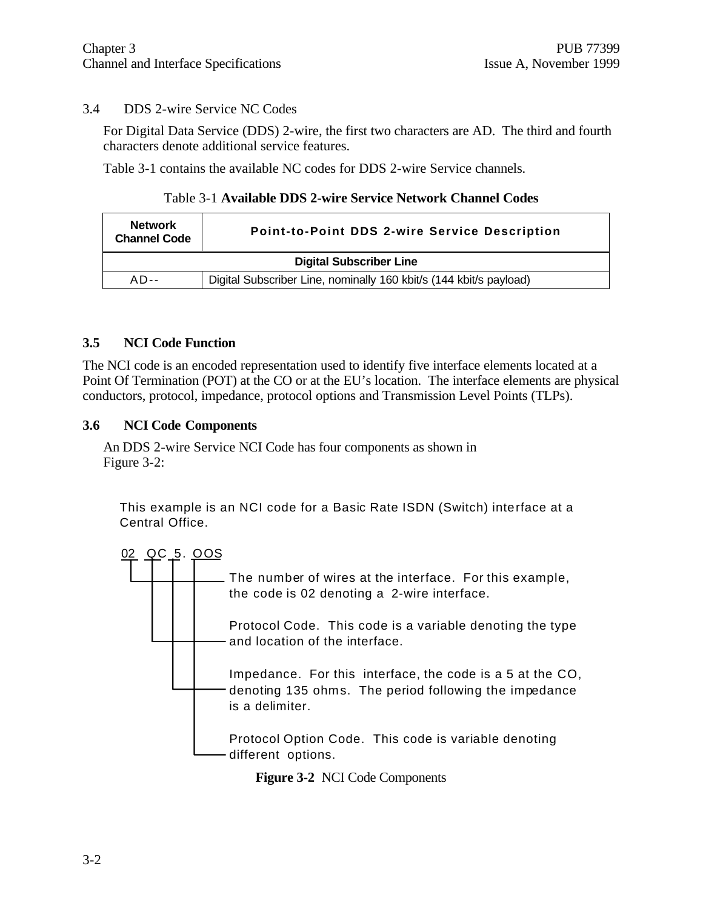## 3.4 DDS 2-wire Service NC Codes

For Digital Data Service (DDS) 2-wire, the first two characters are AD. The third and fourth characters denote additional service features.

Table 3-1 contains the available NC codes for DDS 2-wire Service channels.

Table 3-1 **Available DDS 2-wire Service Network Channel Codes**

| Network Channel Code | Point-to-Point DDS 2-wire Service Description |
|---|---|
| **Digital Subscriber Line** | |
| AD-- | Digital Subscriber Line, nominally 160 kbit/s (144 kbit/s payload) |

## 3.5 NCI Code Function

The NCI code is an encoded representation used to identify five interface elements located at a Point Of Termination (POT) at the CO or at the EU's location. The interface elements are physical conductors, protocol, impedance, protocol options and Transmission Level Points (TLPs).

## 3.6 NCI Code Components

An DDS 2-wire Service NCI Code has four components as shown in Figure 3-2:

This example is an NCI code for a Basic Rate ISDN (Switch) interface at a Central Office.

```
02  QC  5. OOS
```

- **02** — The number of wires at the interface. For this example, the code is 02 denoting a 2-wire interface.
- **QC** — Protocol Code. This code is a variable denoting the type and location of the interface.
- **5.** — Impedance. For this interface, the code is a 5 at the CO, denoting 135 ohms. The period following the impedance is a delimiter.
- **OOS** — Protocol Option Code. This code is variable denoting different options.

**Figure 3-2** NCI Code Components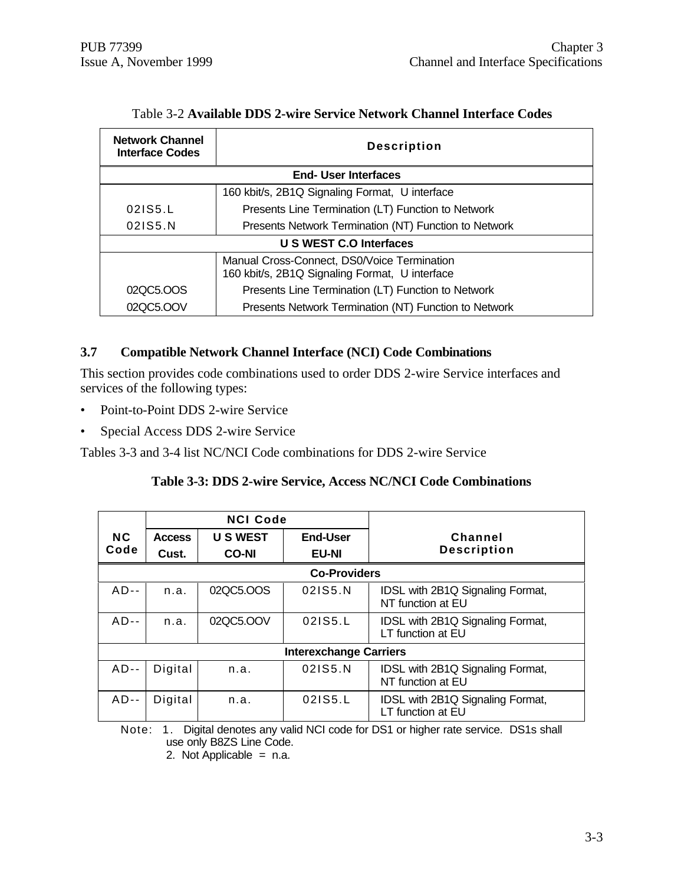Table 3-2 **Available DDS 2-wire Service Network Channel Interface Codes**

| Network Channel Interface Codes | Description |
|---|---|
| **End- User Interfaces** | |
| | 160 kbit/s, 2B1Q Signaling Format, U interface |
| 02IS5.L | Presents Line Termination (LT) Function to Network |
| 02IS5.N | Presents Network Termination (NT) Function to Network |
| **U S WEST C.O Interfaces** | |
| | Manual Cross-Connect, DS0/Voice Termination<br>160 kbit/s, 2B1Q Signaling Format, U interface |
| 02QC5.OOS | Presents Line Termination (LT) Function to Network |
| 02QC5.OOV | Presents Network Termination (NT) Function to Network |

## 3.7 Compatible Network Channel Interface (NCI) Code Combinations

This section provides code combinations used to order DDS 2-wire Service interfaces and services of the following types:

- Point-to-Point DDS 2-wire Service
- Special Access DDS 2-wire Service

Tables 3-3 and 3-4 list NC/NCI Code combinations for DDS 2-wire Service

**Table 3-3: DDS 2-wire Service, Access NC/NCI Code Combinations**

| NC Code | NCI Code | | | Channel Description |
|---|---|---|---|---|
| | Access Cust. | U S WEST CO-NI | End-User EU-NI | |
| **Co-Providers** | | | | |
| AD-- | n.a. | 02QC5.OOS | 02IS5.N | IDSL with 2B1Q Signaling Format, NT function at EU |
| AD-- | n.a. | 02QC5.OOV | 02IS5.L | IDSL with 2B1Q Signaling Format, LT function at EU |
| **Interexchange Carriers** | | | | |
| AD-- | Digital | n.a. | 02IS5.N | IDSL with 2B1Q Signaling Format, NT function at EU |
| AD-- | Digital | n.a. | 02IS5.L | IDSL with 2B1Q Signaling Format, LT function at EU |

Note: 1. Digital denotes any valid NCI code for DS1 or higher rate service. DS1s shall use only B8ZS Line Code.
2. Not Applicable = n.a.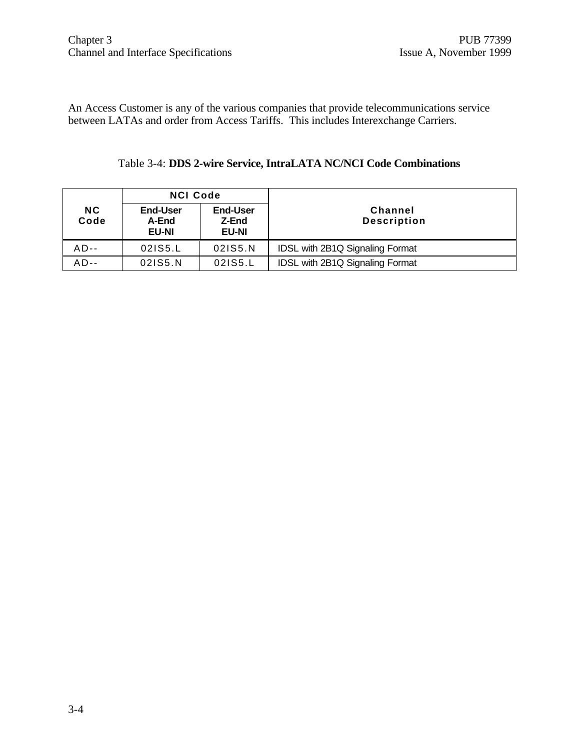An Access Customer is any of the various companies that provide telecommunications service between LATAs and order from Access Tariffs. This includes Interexchange Carriers.

Table 3-4: **DDS 2-wire Service, IntraLATA NC/NCI Code Combinations**

| NC Code | NCI Code | | Channel Description |
|---|---|---|---|
| | **End-User A-End EU-NI** | **End-User Z-End EU-NI** | |
| AD-- | 02IS5.L | 02IS5.N | IDSL with 2B1Q Signaling Format |
| AD-- | 02IS5.N | 02IS5.L | IDSL with 2B1Q Signaling Format |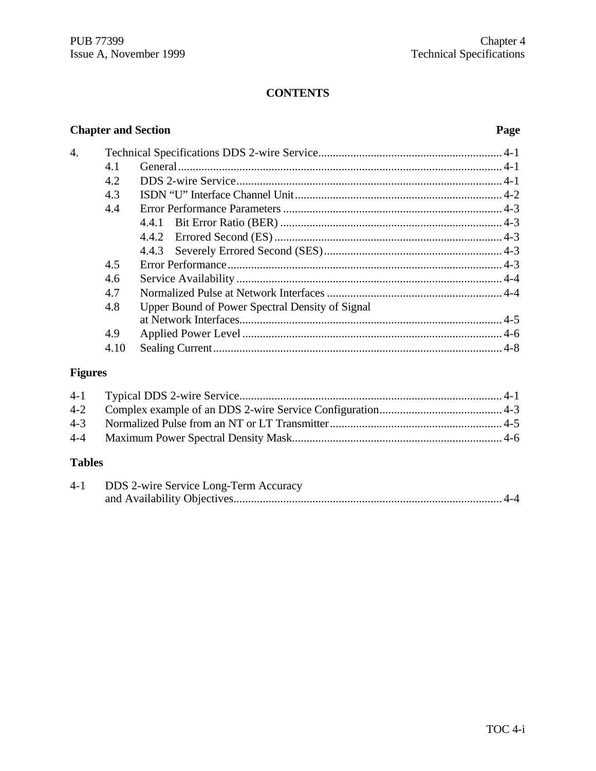**CONTENTS**

| Chapter and Section | | | Page |
|---|---|---|---|
| 4. | Technical Specifications DDS 2-wire Service | | 4-1 |
| | 4.1 | General | 4-1 |
| | 4.2 | DDS 2-wire Service | 4-1 |
| | 4.3 | ISDN "U" Interface Channel Unit | 4-2 |
| | 4.4 | Error Performance Parameters | 4-3 |
| | | 4.4.1 Bit Error Ratio (BER) | 4-3 |
| | | 4.4.2 Errored Second (ES) | 4-3 |
| | | 4.4.3 Severely Errored Second (SES) | 4-3 |
| | 4.5 | Error Performance | 4-3 |
| | 4.6 | Service Availability | 4-4 |
| | 4.7 | Normalized Pulse at Network Interfaces | 4-4 |
| | 4.8 | Upper Bound of Power Spectral Density of Signal at Network Interfaces | 4-5 |
| | 4.9 | Applied Power Level | 4-6 |
| | 4.10 | Sealing Current | 4-8 |

**Figures**

| | | |
|---|---|---|
| 4-1 | Typical DDS 2-wire Service | 4-1 |
| 4-2 | Complex example of an DDS 2-wire Service Configuration | 4-3 |
| 4-3 | Normalized Pulse from an NT or LT Transmitter | 4-5 |
| 4-4 | Maximum Power Spectral Density Mask | 4-6 |

**Tables**

| | | |
|---|---|---|
| 4-1 | DDS 2-wire Service Long-Term Accuracy and Availability Objectives | 4-4 |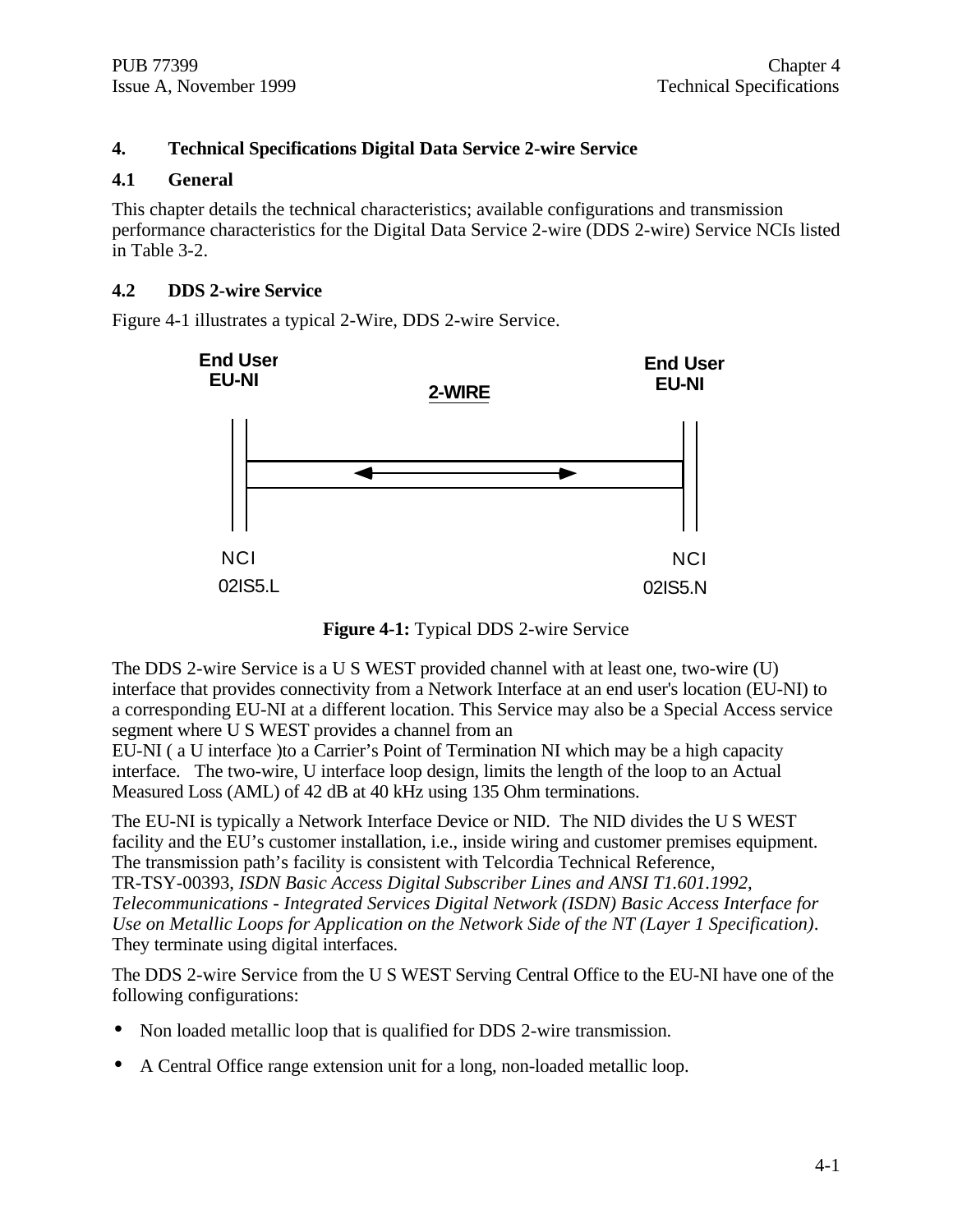# 4. Technical Specifications Digital Data Service 2-wire Service

## 4.1 General

This chapter details the technical characteristics; available configurations and transmission performance characteristics for the Digital Data Service 2-wire (DDS 2-wire) Service NCIs listed in Table 3-2.

## 4.2 DDS 2-wire Service

Figure 4-1 illustrates a typical 2-Wire, DDS 2-wire Service.

End User EU-NI

2-WIRE

End User EU-NI

NCI 02IS5.L

NCI 02IS5.N

**Figure 4-1:** Typical DDS 2-wire Service

The DDS 2-wire Service is a U S WEST provided channel with at least one, two-wire (U) interface that provides connectivity from a Network Interface at an end user's location (EU-NI) to a corresponding EU-NI at a different location. This Service may also be a Special Access service segment where U S WEST provides a channel from an EU-NI ( a U interface )to a Carrier's Point of Termination NI which may be a high capacity interface. The two-wire, U interface loop design, limits the length of the loop to an Actual Measured Loss (AML) of 42 dB at 40 kHz using 135 Ohm terminations.

The EU-NI is typically a Network Interface Device or NID. The NID divides the U S WEST facility and the EU's customer installation, i.e., inside wiring and customer premises equipment. The transmission path's facility is consistent with Telcordia Technical Reference, TR-TSY-00393, *ISDN Basic Access Digital Subscriber Lines and ANSI T1.601.1992, Telecommunications - Integrated Services Digital Network (ISDN) Basic Access Interface for Use on Metallic Loops for Application on the Network Side of the NT (Layer 1 Specification)*. They terminate using digital interfaces.

The DDS 2-wire Service from the U S WEST Serving Central Office to the EU-NI have one of the following configurations:

- Non loaded metallic loop that is qualified for DDS 2-wire transmission.
- A Central Office range extension unit for a long, non-loaded metallic loop.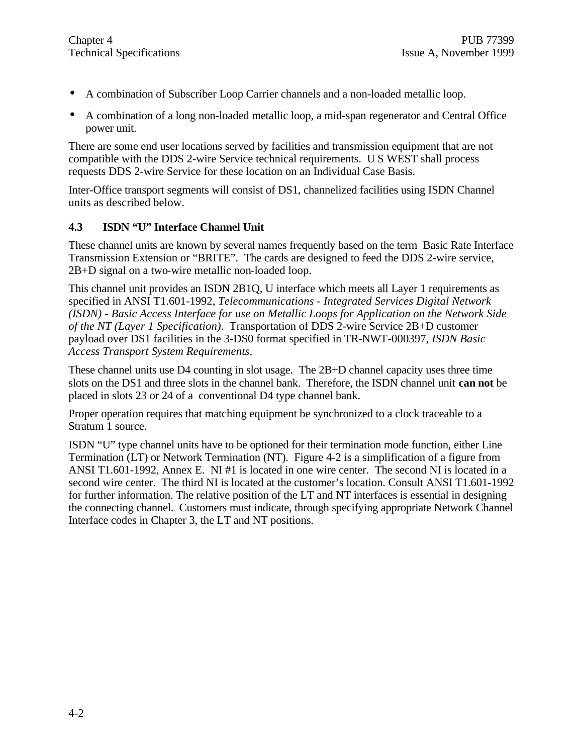- A combination of Subscriber Loop Carrier channels and a non-loaded metallic loop.
- A combination of a long non-loaded metallic loop, a mid-span regenerator and Central Office power unit.

There are some end user locations served by facilities and transmission equipment that are not compatible with the DDS 2-wire Service technical requirements. U S WEST shall process requests DDS 2-wire Service for these location on an Individual Case Basis.

Inter-Office transport segments will consist of DS1, channelized facilities using ISDN Channel units as described below.

### 4.3 ISDN "U" Interface Channel Unit

These channel units are known by several names frequently based on the term Basic Rate Interface Transmission Extension or "BRITE". The cards are designed to feed the DDS 2-wire service, 2B+D signal on a two-wire metallic non-loaded loop.

This channel unit provides an ISDN 2B1Q, U interface which meets all Layer 1 requirements as specified in ANSI T1.601-1992, *Telecommunications - Integrated Services Digital Network (ISDN) - Basic Access Interface for use on Metallic Loops for Application on the Network Side of the NT (Layer 1 Specification)*. Transportation of DDS 2-wire Service 2B+D customer payload over DS1 facilities in the 3-DS0 format specified in TR-NWT-000397, *ISDN Basic Access Transport System Requirements*.

These channel units use D4 counting in slot usage. The 2B+D channel capacity uses three time slots on the DS1 and three slots in the channel bank. Therefore, the ISDN channel unit **can not** be placed in slots 23 or 24 of a conventional D4 type channel bank.

Proper operation requires that matching equipment be synchronized to a clock traceable to a Stratum 1 source.

ISDN "U" type channel units have to be optioned for their termination mode function, either Line Termination (LT) or Network Termination (NT). Figure 4-2 is a simplification of a figure from ANSI T1.601-1992, Annex E. NI #1 is located in one wire center. The second NI is located in a second wire center. The third NI is located at the customer's location. Consult ANSI T1.601-1992 for further information. The relative position of the LT and NT interfaces is essential in designing the connecting channel. Customers must indicate, through specifying appropriate Network Channel Interface codes in Chapter 3, the LT and NT positions.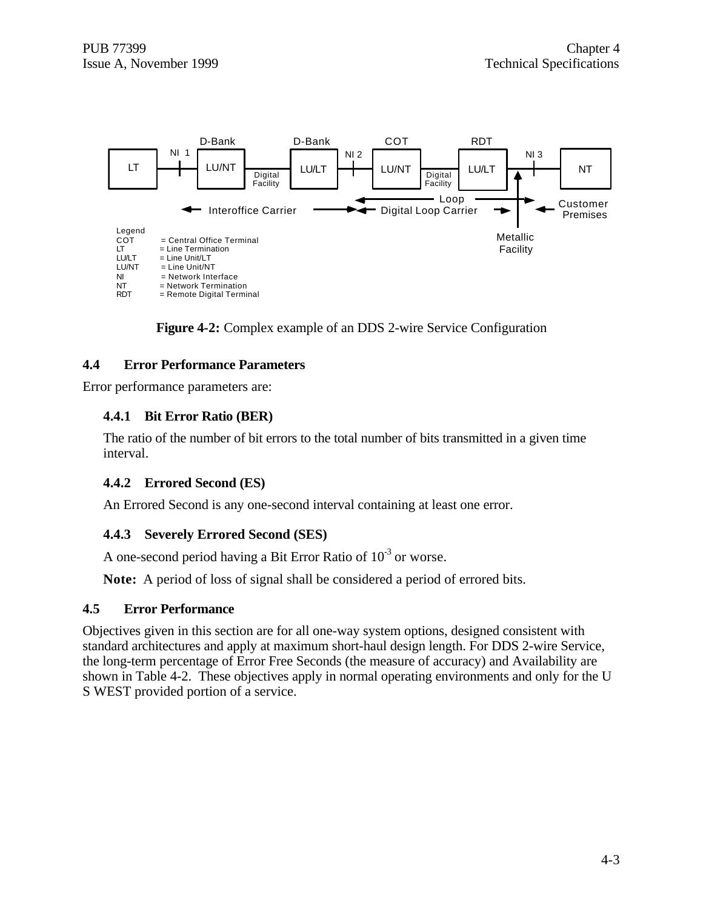Figure 4-2: Complex example of an DDS 2-wire Service Configuration

## 4.4 Error Performance Parameters

Error performance parameters are:

### 4.4.1 Bit Error Ratio (BER)

The ratio of the number of bit errors to the total number of bits transmitted in a given time interval.

### 4.4.2 Errored Second (ES)

An Errored Second is any one-second interval containing at least one error.

### 4.4.3 Severely Errored Second (SES)

A one-second period having a Bit Error Ratio of $10^{-3}$ or worse.

**Note:** A period of loss of signal shall be considered a period of errored bits.

## 4.5 Error Performance

Objectives given in this section are for all one-way system options, designed consistent with standard architectures and apply at maximum short-haul design length. For DDS 2-wire Service, the long-term percentage of Error Free Seconds (the measure of accuracy) and Availability are shown in Table 4-2. These objectives apply in normal operating environments and only for the U S WEST provided portion of a service.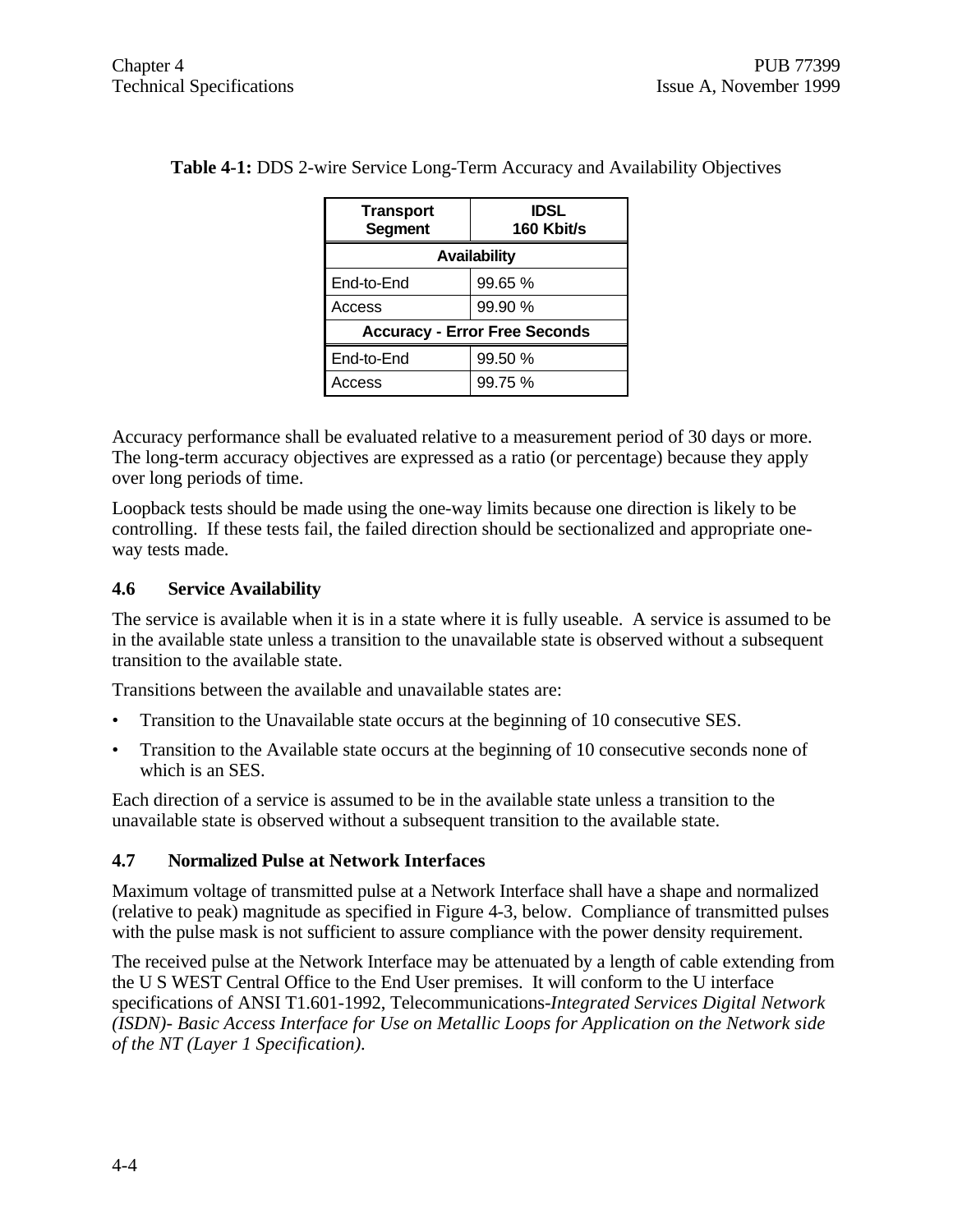**Table 4-1:** DDS 2-wire Service Long-Term Accuracy and Availability Objectives

| Transport Segment | IDSL 160 Kbit/s |
|---|---|
| **Availability** | |
| End-to-End | 99.65 % |
| Access | 99.90 % |
| **Accuracy - Error Free Seconds** | |
| End-to-End | 99.50 % |
| Access | 99.75 % |

Accuracy performance shall be evaluated relative to a measurement period of 30 days or more. The long-term accuracy objectives are expressed as a ratio (or percentage) because they apply over long periods of time.

Loopback tests should be made using the one-way limits because one direction is likely to be controlling. If these tests fail, the failed direction should be sectionalized and appropriate one-way tests made.

## 4.6 Service Availability

The service is available when it is in a state where it is fully useable. A service is assumed to be in the available state unless a transition to the unavailable state is observed without a subsequent transition to the available state.

Transitions between the available and unavailable states are:

- Transition to the Unavailable state occurs at the beginning of 10 consecutive SES.
- Transition to the Available state occurs at the beginning of 10 consecutive seconds none of which is an SES.

Each direction of a service is assumed to be in the available state unless a transition to the unavailable state is observed without a subsequent transition to the available state.

## 4.7 Normalized Pulse at Network Interfaces

Maximum voltage of transmitted pulse at a Network Interface shall have a shape and normalized (relative to peak) magnitude as specified in Figure 4-3, below. Compliance of transmitted pulses with the pulse mask is not sufficient to assure compliance with the power density requirement.

The received pulse at the Network Interface may be attenuated by a length of cable extending from the U S WEST Central Office to the End User premises. It will conform to the U interface specifications of ANSI T1.601-1992, Telecommunications-*Integrated Services Digital Network (ISDN)- Basic Access Interface for Use on Metallic Loops for Application on the Network side of the NT (Layer 1 Specification).*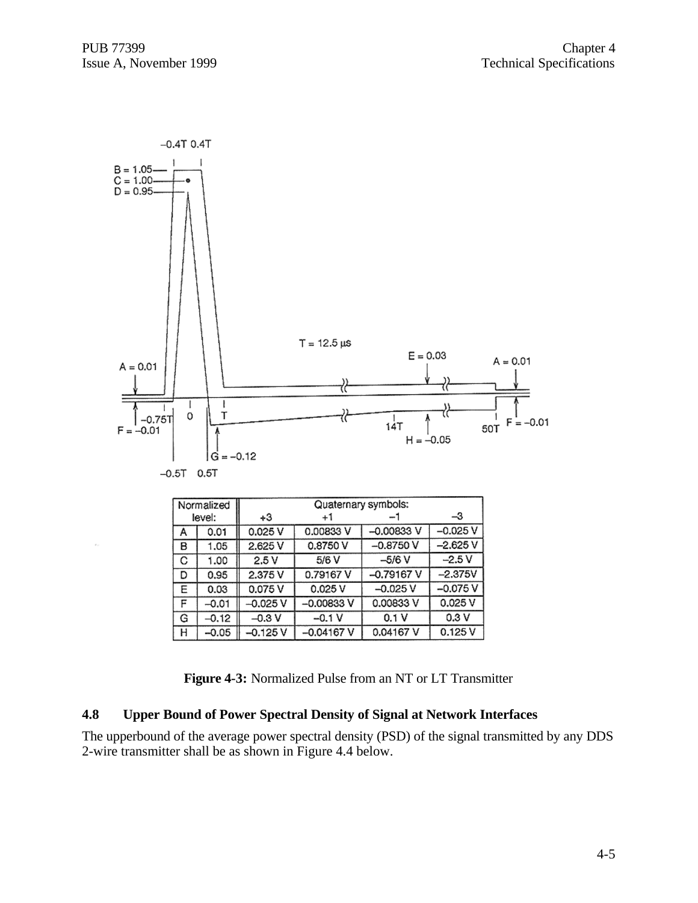| Normalized level: | | Quaternary symbols: +3 | +1 | −1 | −3 |
|---|---|---|---|---|---|
| A | 0.01 | 0.025 V | 0.00833 V | −0.00833 V | −0.025 V |
| B | 1.05 | 2.625 V | 0.8750 V | −0.8750 V | −2.625 V |
| C | 1.00 | 2.5 V | 5/6 V | −5/6 V | −2.5 V |
| D | 0.95 | 2.375 V | 0.79167 V | −0.79167 V | −2.375V |
| E | 0.03 | 0.075 V | 0.025 V | −0.025 V | −0.075 V |
| F | −0.01 | −0.025 V | −0.00833 V | 0.00833 V | 0.025 V |
| G | −0.12 | −0.3 V | −0.1 V | 0.1 V | 0.3 V |
| H | −0.05 | −0.125 V | −0.04167 V | 0.04167 V | 0.125 V |

**Figure 4-3:** Normalized Pulse from an NT or LT Transmitter

## 4.8 Upper Bound of Power Spectral Density of Signal at Network Interfaces

The upperbound of the average power spectral density (PSD) of the signal transmitted by any DDS 2-wire transmitter shall be as shown in Figure 4.4 below.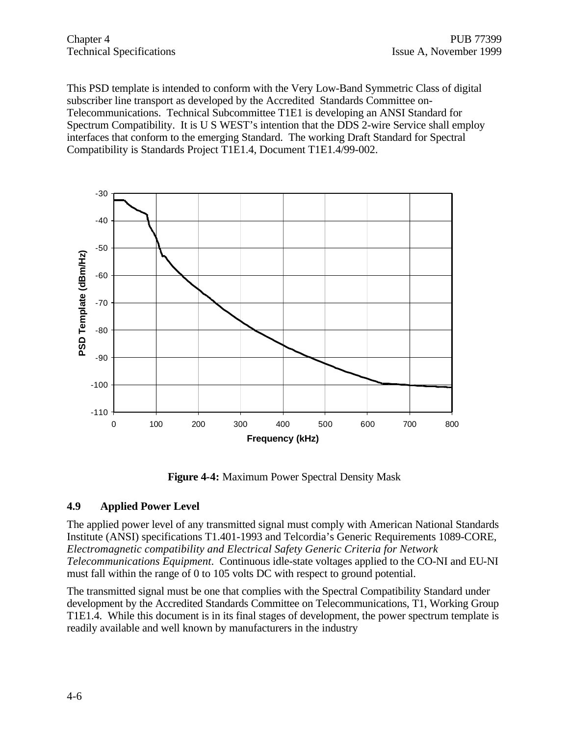This PSD template is intended to conform with the Very Low-Band Symmetric Class of digital subscriber line transport as developed by the Accredited Standards Committee on-Telecommunications. Technical Subcommittee T1E1 is developing an ANSI Standard for Spectrum Compatibility. It is U S WEST's intention that the DDS 2-wire Service shall employ interfaces that conform to the emerging Standard. The working Draft Standard for Spectral Compatibility is Standards Project T1E1.4, Document T1E1.4/99-002.

**Figure 4-4:** Maximum Power Spectral Density Mask

## 4.9 Applied Power Level

The applied power level of any transmitted signal must comply with American National Standards Institute (ANSI) specifications T1.401-1993 and Telcordia's Generic Requirements 1089-CORE, *Electromagnetic compatibility and Electrical Safety Generic Criteria for Network Telecommunications Equipment*. Continuous idle-state voltages applied to the CO-NI and EU-NI must fall within the range of 0 to 105 volts DC with respect to ground potential.

The transmitted signal must be one that complies with the Spectral Compatibility Standard under development by the Accredited Standards Committee on Telecommunications, T1, Working Group T1E1.4. While this document is in its final stages of development, the power spectrum template is readily available and well known by manufacturers in the industry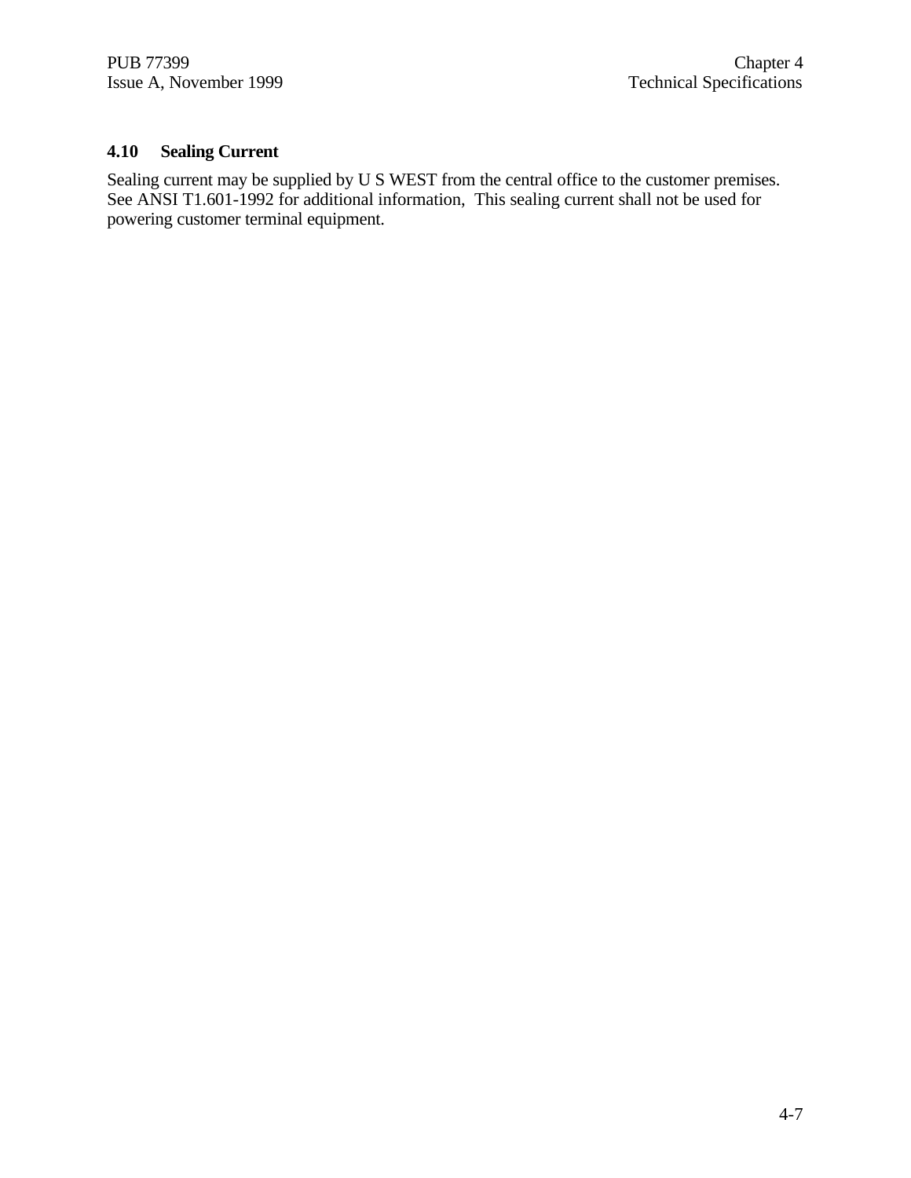### 4.10 Sealing Current

Sealing current may be supplied by U S WEST from the central office to the customer premises. See ANSI T1.601-1992 for additional information, This sealing current shall not be used for powering customer terminal equipment.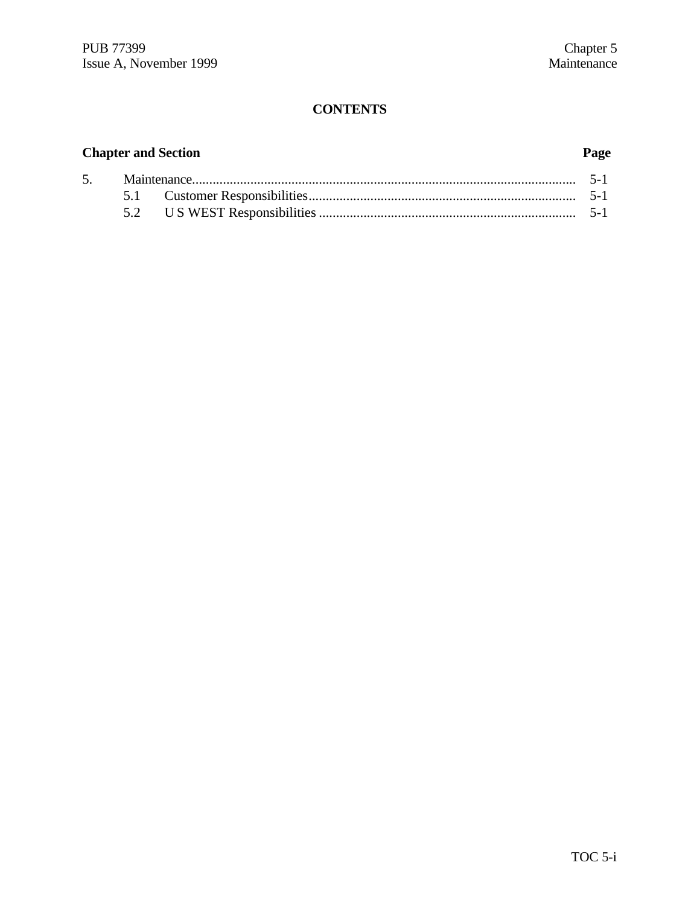# CONTENTS

| Chapter and Section | | Page |
|---|---|---|
| 5. | Maintenance | 5-1 |
| | 5.1 Customer Responsibilities | 5-1 |
| | 5.2 U S WEST Responsibilities | 5-1 |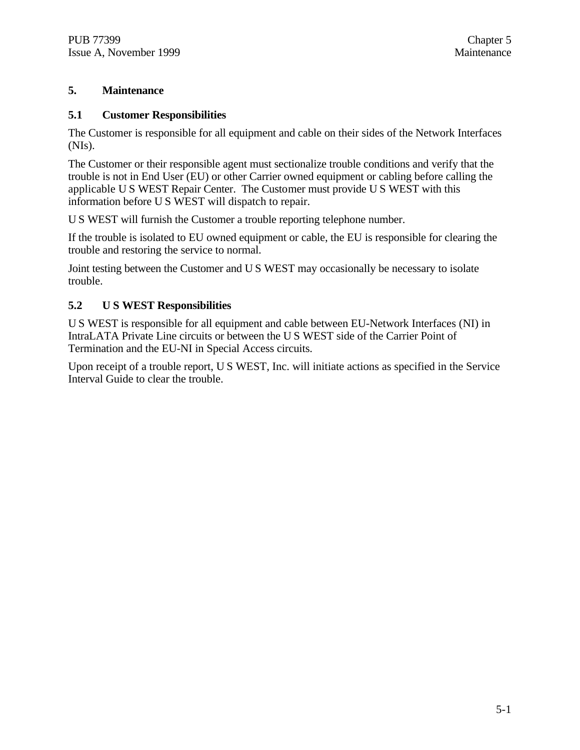# 5. Maintenance

## 5.1 Customer Responsibilities

The Customer is responsible for all equipment and cable on their sides of the Network Interfaces (NIs).

The Customer or their responsible agent must sectionalize trouble conditions and verify that the trouble is not in End User (EU) or other Carrier owned equipment or cabling before calling the applicable U S WEST Repair Center. The Customer must provide U S WEST with this information before U S WEST will dispatch to repair.

U S WEST will furnish the Customer a trouble reporting telephone number.

If the trouble is isolated to EU owned equipment or cable, the EU is responsible for clearing the trouble and restoring the service to normal.

Joint testing between the Customer and U S WEST may occasionally be necessary to isolate trouble.

## 5.2 U S WEST Responsibilities

U S WEST is responsible for all equipment and cable between EU-Network Interfaces (NI) in IntraLATA Private Line circuits or between the U S WEST side of the Carrier Point of Termination and the EU-NI in Special Access circuits.

Upon receipt of a trouble report, U S WEST, Inc. will initiate actions as specified in the Service Interval Guide to clear the trouble.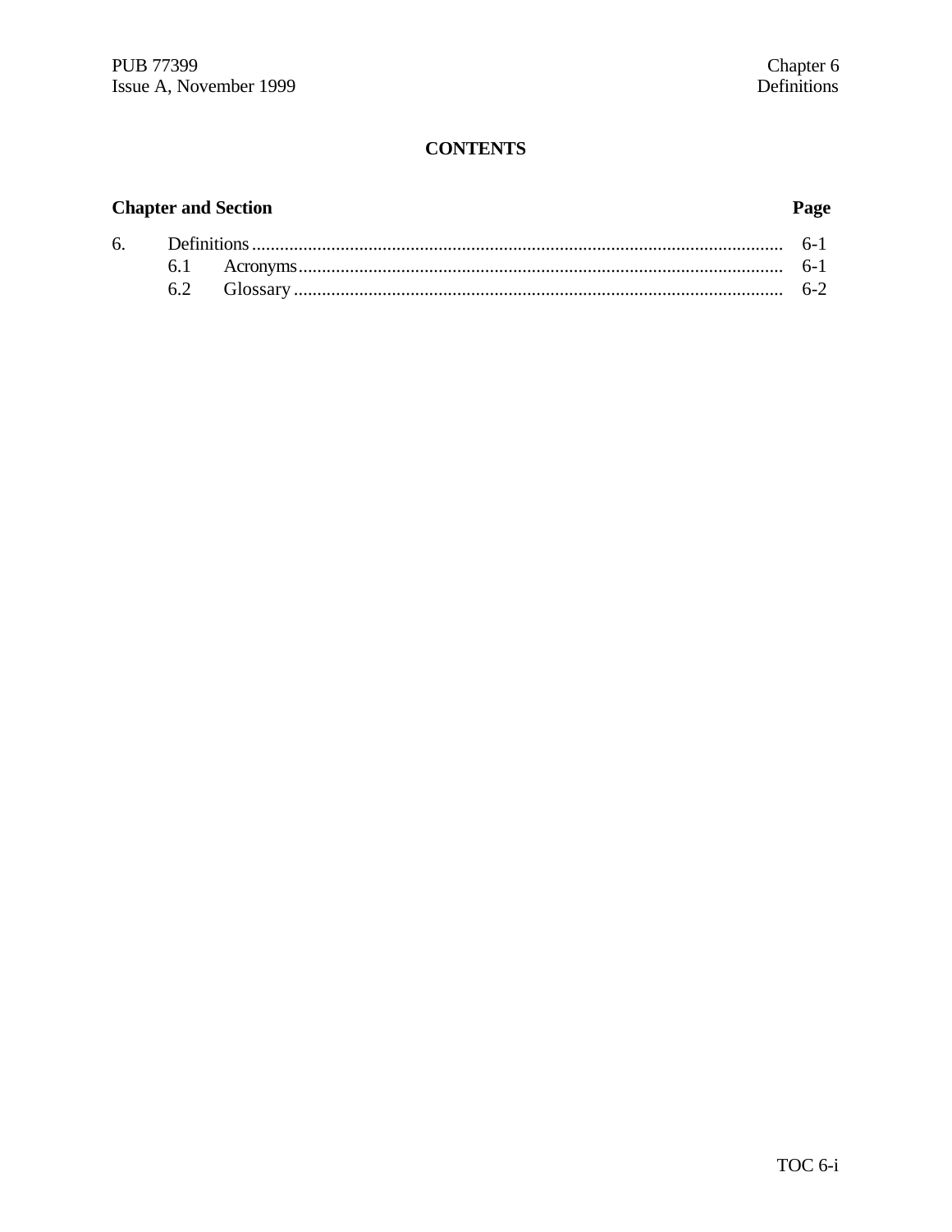# CONTENTS

| Chapter and Section | | Page |
|---|---|---|
| 6. | Definitions | 6-1 |
| | 6.1 Acronyms | 6-1 |
| | 6.2 Glossary | 6-2 |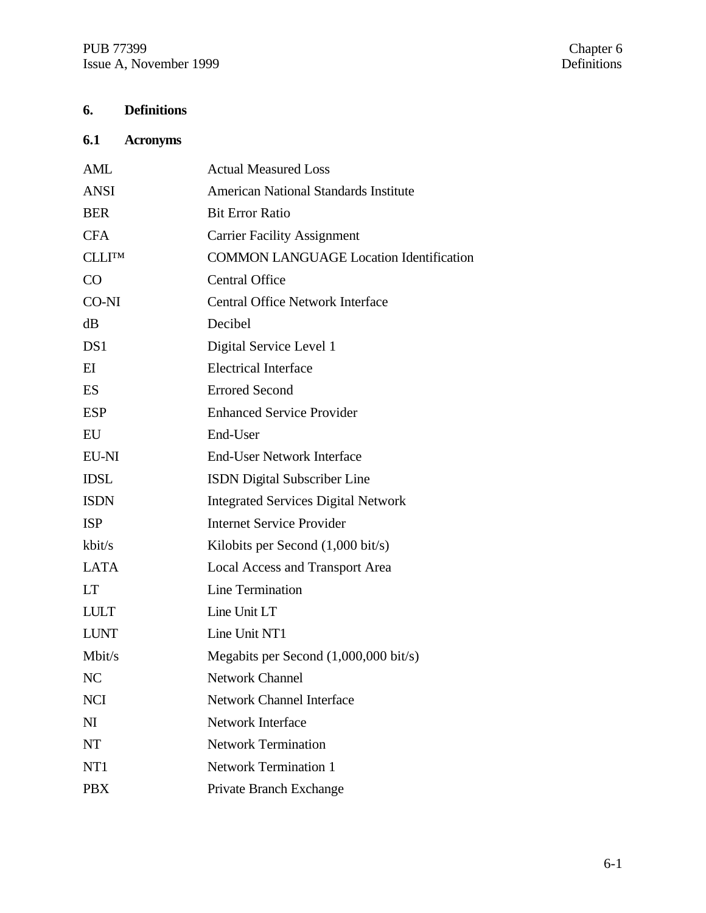# 6. Definitions

## 6.1 Acronyms

| | |
|---|---|
| AML | Actual Measured Loss |
| ANSI | American National Standards Institute |
| BER | Bit Error Ratio |
| CFA | Carrier Facility Assignment |
| CLLI™ | COMMON LANGUAGE Location Identification |
| CO | Central Office |
| CO-NI | Central Office Network Interface |
| dB | Decibel |
| DS1 | Digital Service Level 1 |
| EI | Electrical Interface |
| ES | Errored Second |
| ESP | Enhanced Service Provider |
| EU | End-User |
| EU-NI | End-User Network Interface |
| IDSL | ISDN Digital Subscriber Line |
| ISDN | Integrated Services Digital Network |
| ISP | Internet Service Provider |
| kbit/s | Kilobits per Second (1,000 bit/s) |
| LATA | Local Access and Transport Area |
| LT | Line Termination |
| LULT | Line Unit LT |
| LUNT | Line Unit NT1 |
| Mbit/s | Megabits per Second (1,000,000 bit/s) |
| NC | Network Channel |
| NCI | Network Channel Interface |
| NI | Network Interface |
| NT | Network Termination |
| NT1 | Network Termination 1 |
| PBX | Private Branch Exchange |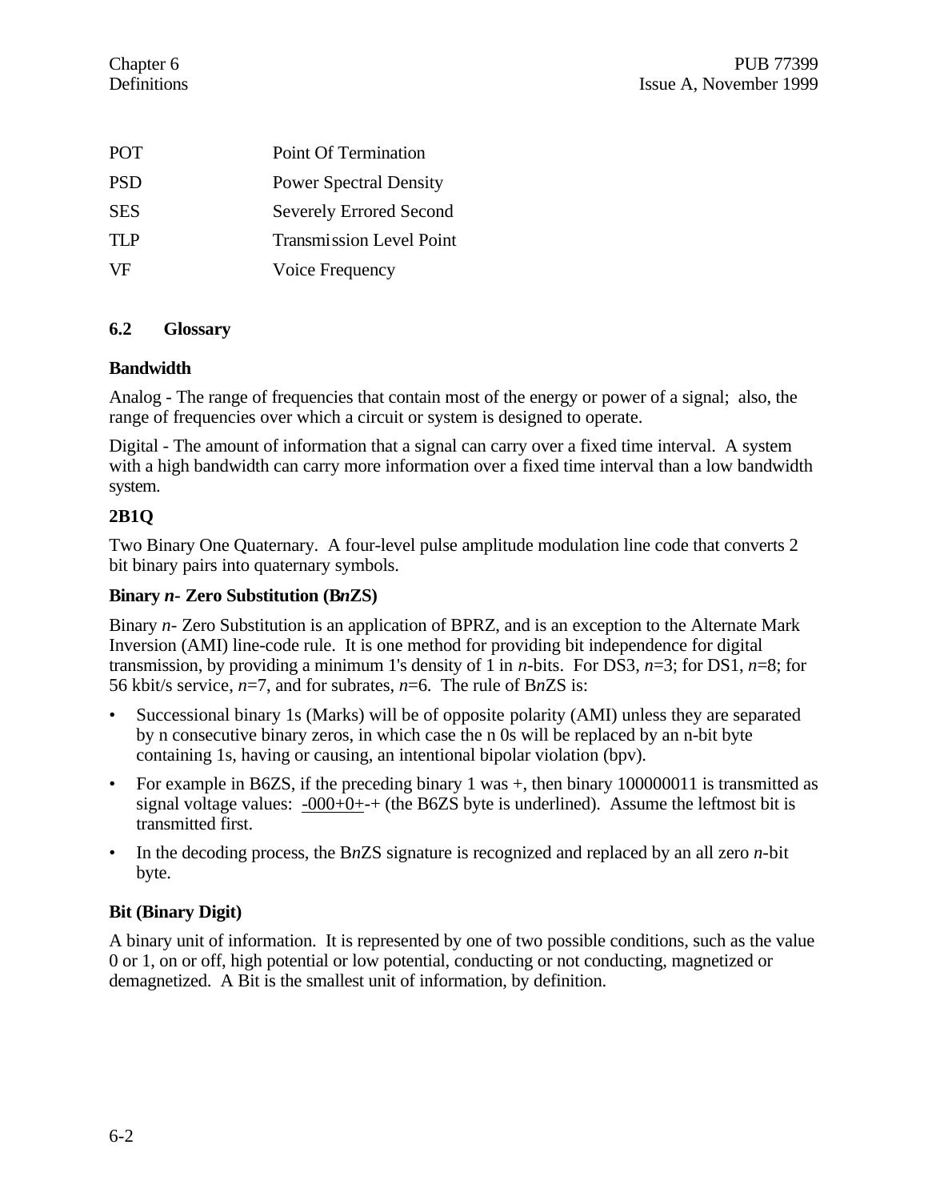| | |
|---|---|
| POT | Point Of Termination |
| PSD | Power Spectral Density |
| SES | Severely Errored Second |
| TLP | Transmission Level Point |
| VF | Voice Frequency |

## 6.2 Glossary

**Bandwidth**

Analog - The range of frequencies that contain most of the energy or power of a signal; also, the range of frequencies over which a circuit or system is designed to operate.

Digital - The amount of information that a signal can carry over a fixed time interval. A system with a high bandwidth can carry more information over a fixed time interval than a low bandwidth system.

**2B1Q**

Two Binary One Quaternary. A four-level pulse amplitude modulation line code that converts 2 bit binary pairs into quaternary symbols.

**Binary *n*- Zero Substitution (B*n*ZS)**

Binary *n*- Zero Substitution is an application of BPRZ, and is an exception to the Alternate Mark Inversion (AMI) line-code rule. It is one method for providing bit independence for digital transmission, by providing a minimum 1's density of 1 in *n*-bits. For DS3, *n*=3; for DS1, *n*=8; for 56 kbit/s service, *n*=7, and for subrates, *n*=6. The rule of B*n*ZS is:

- Successional binary 1s (Marks) will be of opposite polarity (AMI) unless they are separated by n consecutive binary zeros, in which case the n 0s will be replaced by an n-bit byte containing 1s, having or causing, an intentional bipolar violation (bpv).
- For example in B6ZS, if the preceding binary 1 was +, then binary 100000011 is transmitted as signal voltage values: <u>-000+0+</u>-+ (the B6ZS byte is underlined). Assume the leftmost bit is transmitted first.
- In the decoding process, the B*n*ZS signature is recognized and replaced by an all zero *n*-bit byte.

**Bit (Binary Digit)**

A binary unit of information. It is represented by one of two possible conditions, such as the value 0 or 1, on or off, high potential or low potential, conducting or not conducting, magnetized or demagnetized. A Bit is the smallest unit of information, by definition.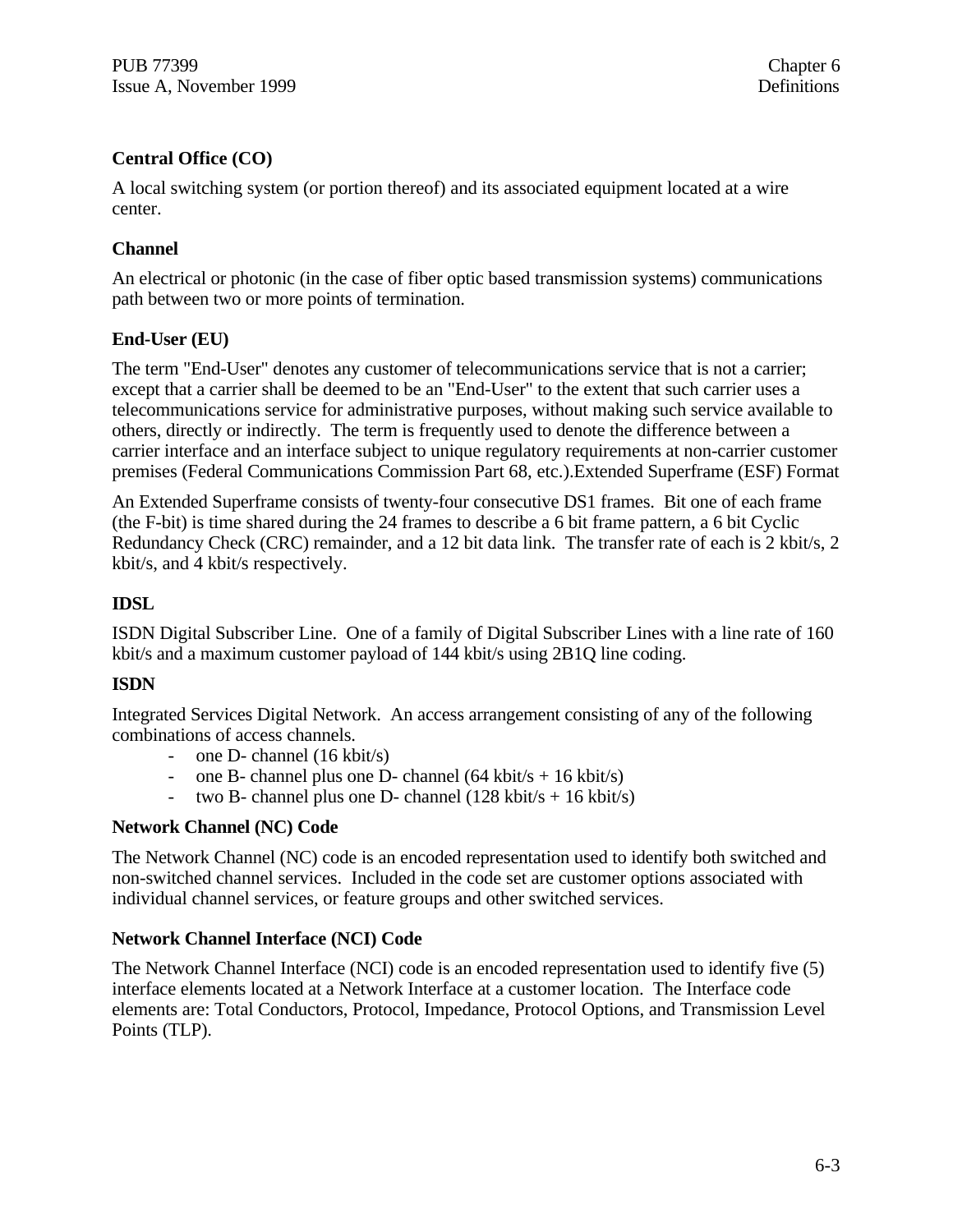### Central Office (CO)

A local switching system (or portion thereof) and its associated equipment located at a wire center.

### Channel

An electrical or photonic (in the case of fiber optic based transmission systems) communications path between two or more points of termination.

### End-User (EU)

The term "End-User" denotes any customer of telecommunications service that is not a carrier; except that a carrier shall be deemed to be an "End-User" to the extent that such carrier uses a telecommunications service for administrative purposes, without making such service available to others, directly or indirectly. The term is frequently used to denote the difference between a carrier interface and an interface subject to unique regulatory requirements at non-carrier customer premises (Federal Communications Commission Part 68, etc.).Extended Superframe (ESF) Format

An Extended Superframe consists of twenty-four consecutive DS1 frames. Bit one of each frame (the F-bit) is time shared during the 24 frames to describe a 6 bit frame pattern, a 6 bit Cyclic Redundancy Check (CRC) remainder, and a 12 bit data link. The transfer rate of each is 2 kbit/s, 2 kbit/s, and 4 kbit/s respectively.

### IDSL

ISDN Digital Subscriber Line. One of a family of Digital Subscriber Lines with a line rate of 160 kbit/s and a maximum customer payload of 144 kbit/s using 2B1Q line coding.

### ISDN

Integrated Services Digital Network. An access arrangement consisting of any of the following combinations of access channels.

- one D- channel (16 kbit/s)
- one B- channel plus one D- channel (64 kbit/s + 16 kbit/s)
- two B- channel plus one D- channel (128 kbit/s + 16 kbit/s)

### Network Channel (NC) Code

The Network Channel (NC) code is an encoded representation used to identify both switched and non-switched channel services. Included in the code set are customer options associated with individual channel services, or feature groups and other switched services.

### Network Channel Interface (NCI) Code

The Network Channel Interface (NCI) code is an encoded representation used to identify five (5) interface elements located at a Network Interface at a customer location. The Interface code elements are: Total Conductors, Protocol, Impedance, Protocol Options, and Transmission Level Points (TLP).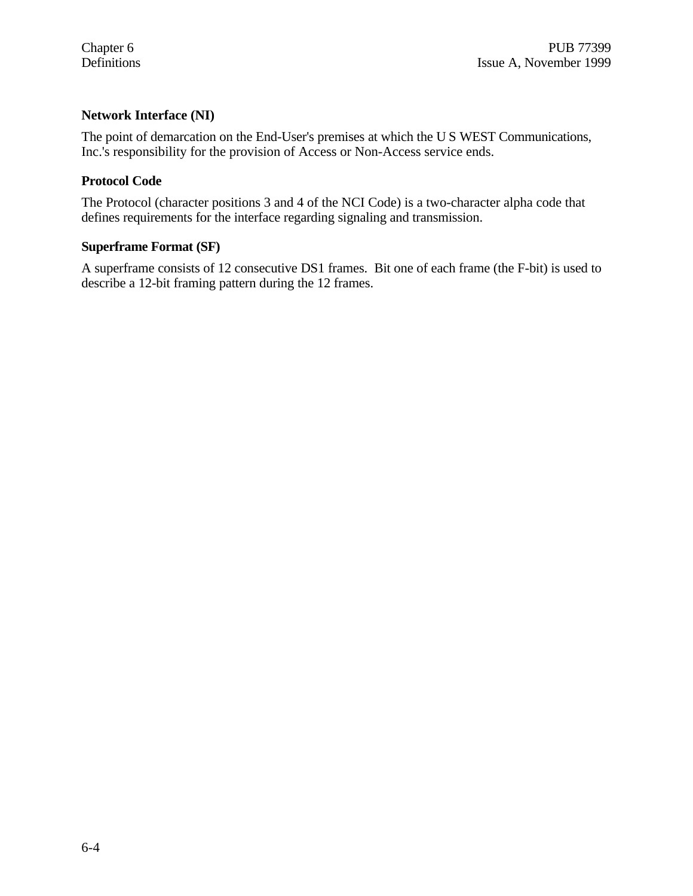### Network Interface (NI)

The point of demarcation on the End-User's premises at which the U S WEST Communications, Inc.'s responsibility for the provision of Access or Non-Access service ends.

### Protocol Code

The Protocol (character positions 3 and 4 of the NCI Code) is a two-character alpha code that defines requirements for the interface regarding signaling and transmission.

### Superframe Format (SF)

A superframe consists of 12 consecutive DS1 frames. Bit one of each frame (the F-bit) is used to describe a 12-bit framing pattern during the 12 frames.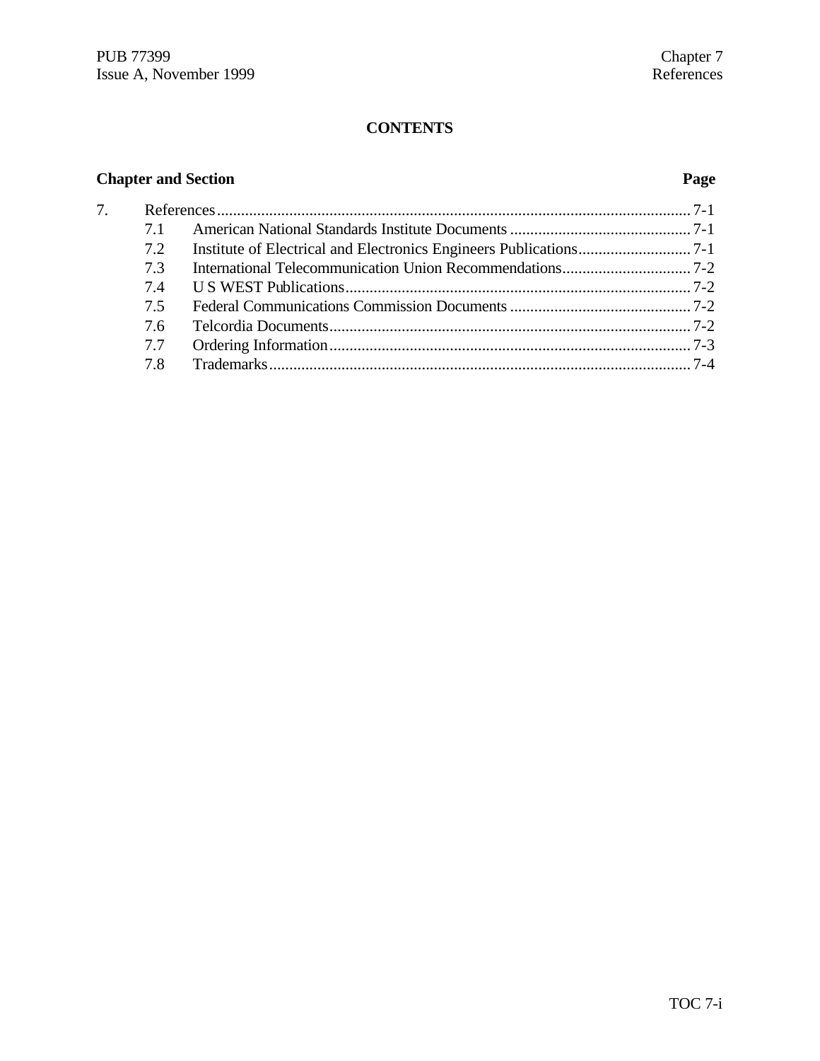# CONTENTS

| Chapter and Section | | Page |
|---|---|---|
| 7. | References | 7-1 |
| 7.1 | American National Standards Institute Documents | 7-1 |
| 7.2 | Institute of Electrical and Electronics Engineers Publications | 7-1 |
| 7.3 | International Telecommunication Union Recommendations | 7-2 |
| 7.4 | U S WEST Publications | 7-2 |
| 7.5 | Federal Communications Commission Documents | 7-2 |
| 7.6 | Telcordia Documents | 7-2 |
| 7.7 | Ordering Information | 7-3 |
| 7.8 | Trademarks | 7-4 |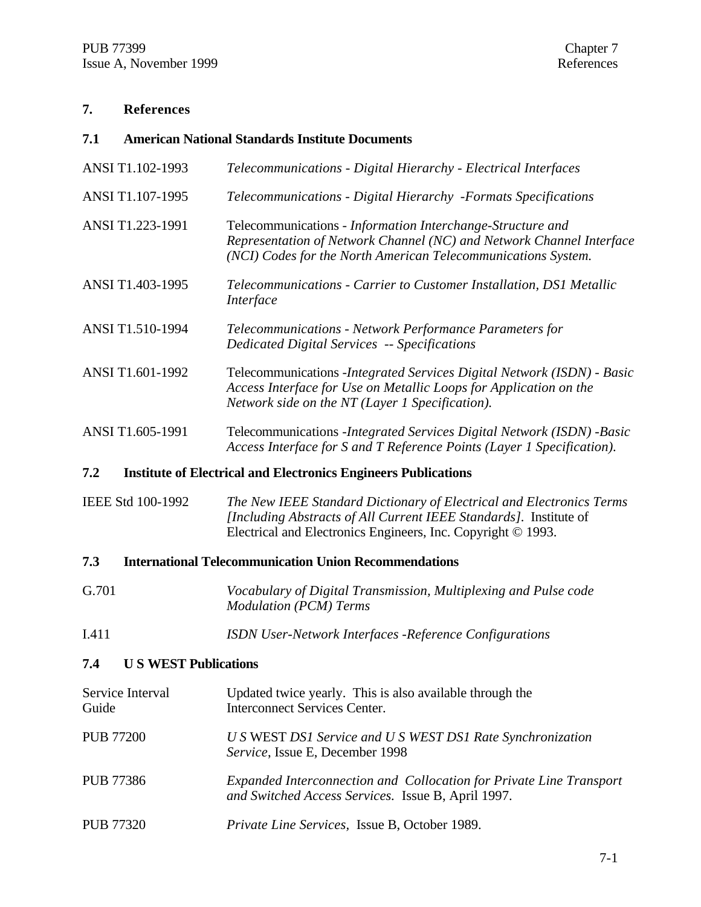## 7. References

### 7.1 American National Standards Institute Documents

| | |
|---|---|
| ANSI T1.102-1993 | *Telecommunications - Digital Hierarchy - Electrical Interfaces* |
| ANSI T1.107-1995 | *Telecommunications - Digital Hierarchy -Formats Specifications* |
| ANSI T1.223-1991 | Telecommunications - *Information Interchange-Structure and Representation of Network Channel (NC) and Network Channel Interface (NCI) Codes for the North American Telecommunications System.* |
| ANSI T1.403-1995 | *Telecommunications - Carrier to Customer Installation, DS1 Metallic Interface* |
| ANSI T1.510-1994 | *Telecommunications - Network Performance Parameters for Dedicated Digital Services -- Specifications* |
| ANSI T1.601-1992 | Telecommunications -*Integrated Services Digital Network (ISDN) - Basic Access Interface for Use on Metallic Loops for Application on the Network side on the NT (Layer 1 Specification).* |
| ANSI T1.605-1991 | Telecommunications -*Integrated Services Digital Network (ISDN) -Basic Access Interface for S and T Reference Points (Layer 1 Specification).* |

### 7.2 Institute of Electrical and Electronics Engineers Publications

| | |
|---|---|
| IEEE Std 100-1992 | *The New IEEE Standard Dictionary of Electrical and Electronics Terms [Including Abstracts of All Current IEEE Standards].* Institute of Electrical and Electronics Engineers, Inc. Copyright © 1993. |

### 7.3 International Telecommunication Union Recommendations

| | |
|---|---|
| G.701 | *Vocabulary of Digital Transmission, Multiplexing and Pulse code Modulation (PCM) Terms* |
| I.411 | *ISDN User-Network Interfaces -Reference Configurations* |

### 7.4 U S WEST Publications

| | |
|---|---|
| Service Interval Guide | Updated twice yearly. This is also available through the Interconnect Services Center. |
| PUB 77200 | *U S* WEST *DS1 Service and U S WEST DS1 Rate Synchronization Service*, Issue E, December 1998 |
| PUB 77386 | *Expanded Interconnection and Collocation for Private Line Transport and Switched Access Services.* Issue B, April 1997. |
| PUB 77320 | *Private Line Services,* Issue B, October 1989. |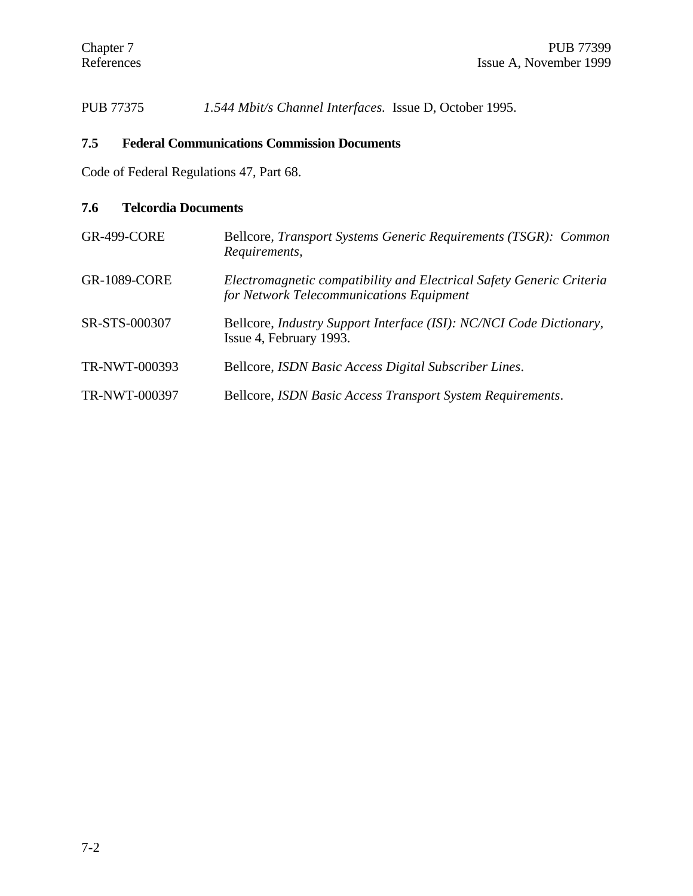PUB 77375 *1.544 Mbit/s Channel Interfaces.* Issue D, October 1995.

## 7.5 Federal Communications Commission Documents

Code of Federal Regulations 47, Part 68.

## 7.6 Telcordia Documents

| | |
|---|---|
| GR-499-CORE | Bellcore, *Transport Systems Generic Requirements (TSGR): Common Requirements,* |
| GR-1089-CORE | *Electromagnetic compatibility and Electrical Safety Generic Criteria for Network Telecommunications Equipment* |
| SR-STS-000307 | Bellcore, *Industry Support Interface (ISI): NC/NCI Code Dictionary*, Issue 4, February 1993. |
| TR-NWT-000393 | Bellcore, *ISDN Basic Access Digital Subscriber Lines*. |
| TR-NWT-000397 | Bellcore, *ISDN Basic Access Transport System Requirements*. |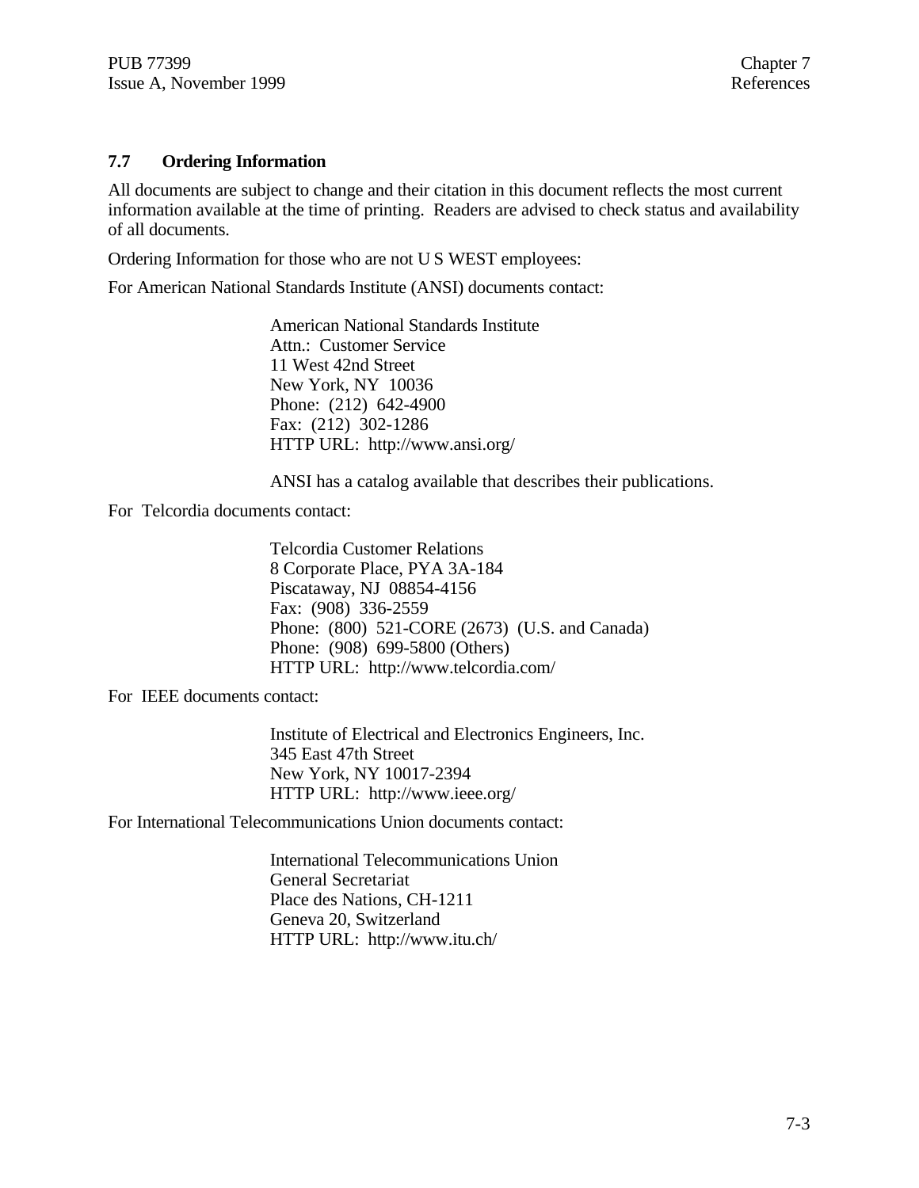## 7.7 Ordering Information

All documents are subject to change and their citation in this document reflects the most current information available at the time of printing. Readers are advised to check status and availability of all documents.

Ordering Information for those who are not U S WEST employees:

For American National Standards Institute (ANSI) documents contact:

> American National Standards Institute
> Attn.: Customer Service
> 11 West 42nd Street
> New York, NY 10036
> Phone: (212) 642-4900
> Fax: (212) 302-1286
> HTTP URL: http://www.ansi.org/
>
> ANSI has a catalog available that describes their publications.

For Telcordia documents contact:

> Telcordia Customer Relations
> 8 Corporate Place, PYA 3A-184
> Piscataway, NJ 08854-4156
> Fax: (908) 336-2559
> Phone: (800) 521-CORE (2673) (U.S. and Canada)
> Phone: (908) 699-5800 (Others)
> HTTP URL: http://www.telcordia.com/

For IEEE documents contact:

> Institute of Electrical and Electronics Engineers, Inc.
> 345 East 47th Street
> New York, NY 10017-2394
> HTTP URL: http://www.ieee.org/

For International Telecommunications Union documents contact:

> International Telecommunications Union
> General Secretariat
> Place des Nations, CH-1211
> Geneva 20, Switzerland
> HTTP URL: http://www.itu.ch/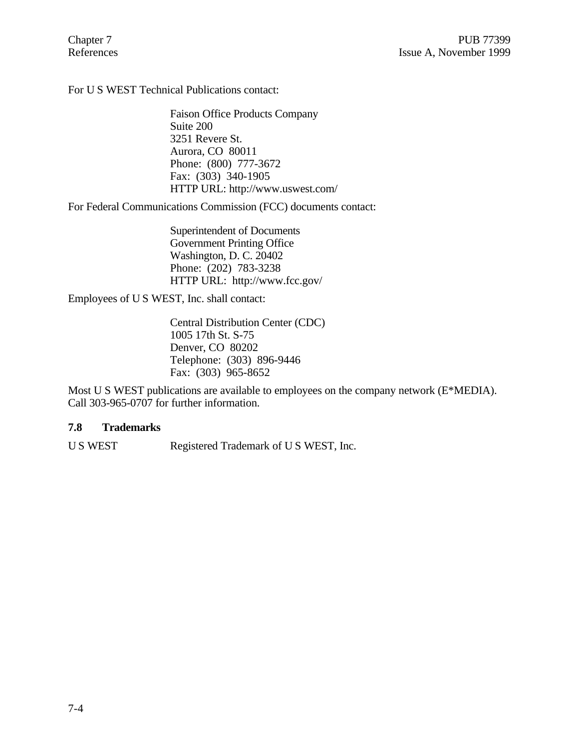For U S WEST Technical Publications contact:

Faison Office Products Company
Suite 200
3251 Revere St.
Aurora, CO  80011
Phone:  (800)  777-3672
Fax:  (303)  340-1905
HTTP URL: http://www.uswest.com/

For Federal Communications Commission (FCC) documents contact:

Superintendent of Documents
Government Printing Office
Washington, D. C. 20402
Phone:  (202)  783-3238
HTTP URL:  http://www.fcc.gov/

Employees of U S WEST, Inc. shall contact:

Central Distribution Center (CDC)
1005 17th St. S-75
Denver, CO  80202
Telephone:  (303)  896-9446
Fax:  (303)  965-8652

Most U S WEST publications are available to employees on the company network (E*MEDIA). Call 303-965-0707 for further information.

### 7.8 Trademarks

| | |
|---|---|
| U S WEST | Registered Trademark of U S WEST, Inc. |